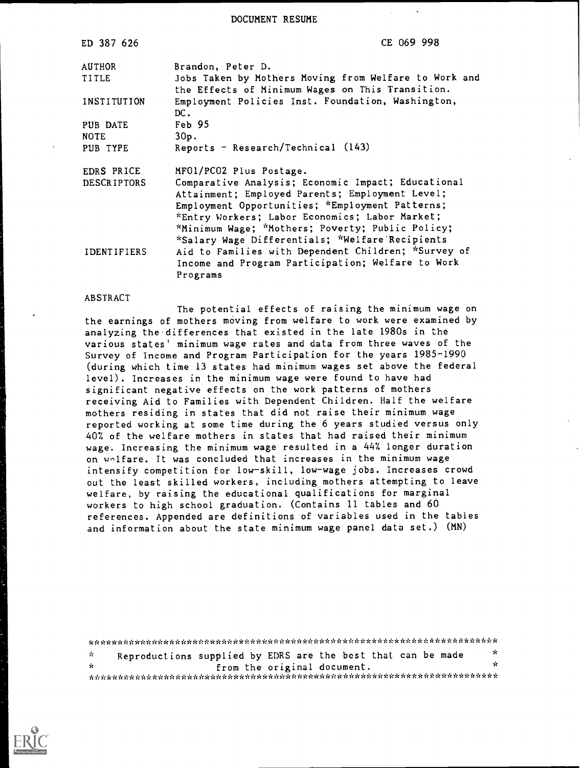DOCUMENT RESUME

| | |
|---|---|
| ED 387 626 | CE 069 998 |
| AUTHOR | Brandon, Peter D. |
| TITLE | Jobs Taken by Mothers Moving from Welfare to Work and the Effects of Minimum Wages on This Transition. |
| INSTITUTION | Employment Policies Inst. Foundation, Washington, DC. |
| PUB DATE | Feb 95 |
| NOTE | 30p. |
| PUB TYPE | Reports - Research/Technical (143) |
| EDRS PRICE | MF01/PC02 Plus Postage. |
| DESCRIPTORS | Comparative Analysis; Economic Impact; Educational Attainment; Employed Parents; Employment Level; Employment Opportunities; *Employment Patterns; *Entry Workers; Labor Economics; Labor Market; *Minimum Wage; *Mothers; Poverty; Public Policy; *Salary Wage Differentials; *Welfare Recipients |
| IDENTIFIERS | Aid to Families with Dependent Children; *Survey of Income and Program Participation; Welfare to Work Programs |

ABSTRACT

The potential effects of raising the minimum wage on the earnings of mothers moving from welfare to work were examined by analyzing the differences that existed in the late 1980s in the various states' minimum wage rates and data from three waves of the Survey of Income and Program Participation for the years 1985-1990 (during which time 13 states had minimum wages set above the federal level). Increases in the minimum wage were found to have had significant negative effects on the work patterns of mothers receiving Aid to Families with Dependent Children. Half the welfare mothers residing in states that did not raise their minimum wage reported working at some time during the 6 years studied versus only 40% of the welfare mothers in states that had raised their minimum wage. Increasing the minimum wage resulted in a 44% longer duration on welfare. It was concluded that increases in the minimum wage intensify competition for low-skill, low-wage jobs. Increases crowd out the least skilled workers, including mothers attempting to leave welfare, by raising the educational qualifications for marginal workers to high school graduation. (Contains 11 tables and 60 references. Appended are definitions of variables used in the tables and information about the state minimum wage panel data set.) (MN)

***********************************************************************
* Reproductions supplied by EDRS are the best that can be made *
* from the original document. *
***********************************************************************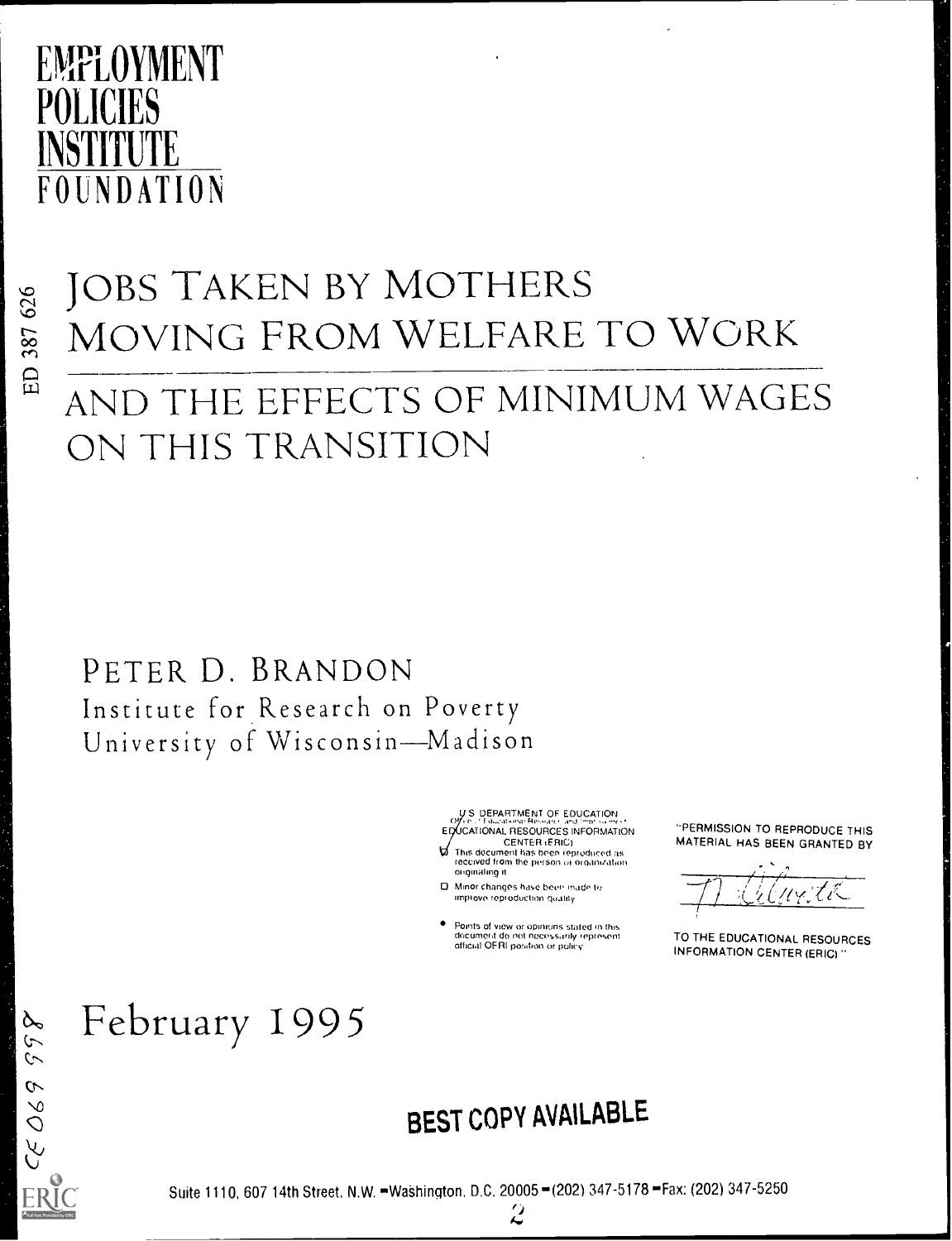# EMPLOYMENT POLICIES INSTITUTE FOUNDATION

ED 387 626

# JOBS TAKEN BY MOTHERS MOVING FROM WELFARE TO WORK

# AND THE EFFECTS OF MINIMUM WAGES ON THIS TRANSITION

PETER D. BRANDON
Institute for Research on Poverty
University of Wisconsin—Madison

U.S. DEPARTMENT OF EDUCATION
Office of Educational Research and Improvement
EDUCATIONAL RESOURCES INFORMATION CENTER (ERIC)

- This document has been reproduced as received from the person or organization originating it
- Minor changes have been made to improve reproduction quality
- Points of view or opinions stated in this document do not necessarily represent official OERI position or policy

"PERMISSION TO REPRODUCE THIS MATERIAL HAS BEEN GRANTED BY

TO THE EDUCATIONAL RESOURCES INFORMATION CENTER (ERIC)."

February 1995

CE 069 998

**BEST COPY AVAILABLE**

Suite 1110, 607 14th Street, N.W. • Washington, D.C. 20005 • (202) 347-5178 • Fax: (202) 347-5250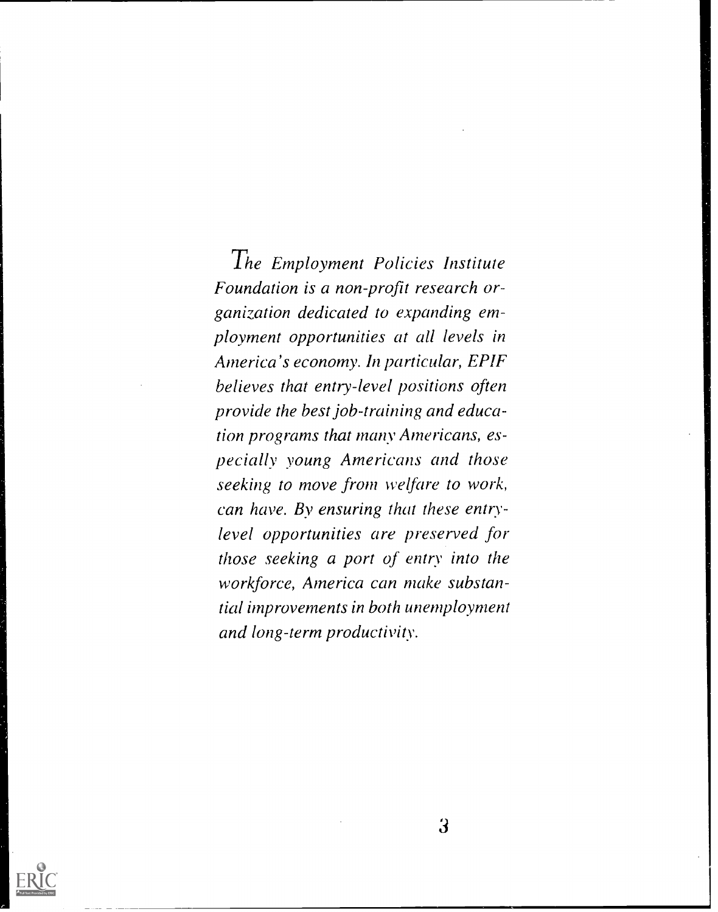*The Employment Policies Institute Foundation is a non-profit research organization dedicated to expanding employment opportunities at all levels in America's economy. In particular, EPIF believes that entry-level positions often provide the best job-training and education programs that many Americans, especially young Americans and those seeking to move from welfare to work, can have. By ensuring that these entry-level opportunities are preserved for those seeking a port of entry into the workforce, America can make substantial improvements in both unemployment and long-term productivity.*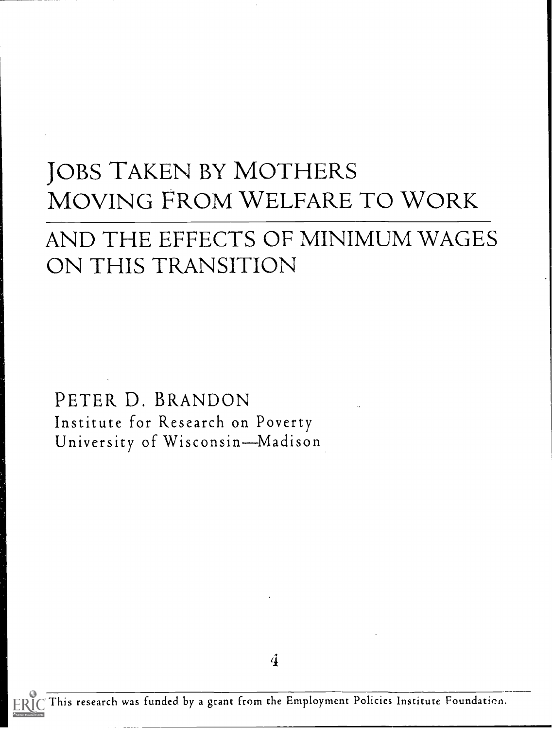# JOBS TAKEN BY MOTHERS MOVING FROM WELFARE TO WORK

## AND THE EFFECTS OF MINIMUM WAGES ON THIS TRANSITION

PETER D. BRANDON
Institute for Research on Poverty
University of Wisconsin—Madison

This research was funded by a grant from the Employment Policies Institute Foundation.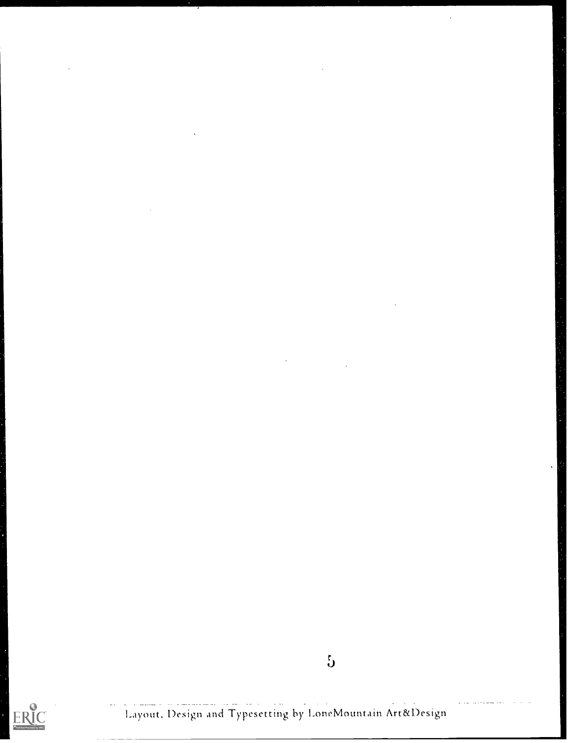Layout, Design and Typesetting by LoneMountain Art&Design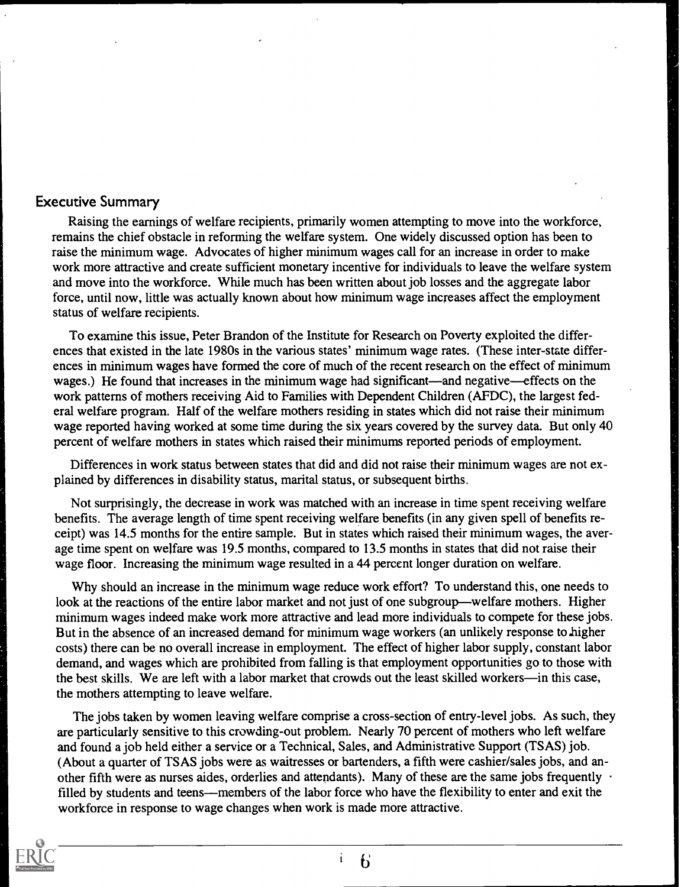## Executive Summary

Raising the earnings of welfare recipients, primarily women attempting to move into the workforce, remains the chief obstacle in reforming the welfare system. One widely discussed option has been to raise the minimum wage. Advocates of higher minimum wages call for an increase in order to make work more attractive and create sufficient monetary incentive for individuals to leave the welfare system and move into the workforce. While much has been written about job losses and the aggregate labor force, until now, little was actually known about how minimum wage increases affect the employment status of welfare recipients.

To examine this issue, Peter Brandon of the Institute for Research on Poverty exploited the differences that existed in the late 1980s in the various states' minimum wage rates. (These inter-state differences in minimum wages have formed the core of much of the recent research on the effect of minimum wages.) He found that increases in the minimum wage had significant—and negative—effects on the work patterns of mothers receiving Aid to Families with Dependent Children (AFDC), the largest federal welfare program. Half of the welfare mothers residing in states which did not raise their minimum wage reported having worked at some time during the six years covered by the survey data. But only 40 percent of welfare mothers in states which raised their minimums reported periods of employment.

Differences in work status between states that did and did not raise their minimum wages are not explained by differences in disability status, marital status, or subsequent births.

Not surprisingly, the decrease in work was matched with an increase in time spent receiving welfare benefits. The average length of time spent receiving welfare benefits (in any given spell of benefits receipt) was 14.5 months for the entire sample. But in states which raised their minimum wages, the average time spent on welfare was 19.5 months, compared to 13.5 months in states that did not raise their wage floor. Increasing the minimum wage resulted in a 44 percent longer duration on welfare.

Why should an increase in the minimum wage reduce work effort? To understand this, one needs to look at the reactions of the entire labor market and not just of one subgroup—welfare mothers. Higher minimum wages indeed make work more attractive and lead more individuals to compete for these jobs. But in the absence of an increased demand for minimum wage workers (an unlikely response to higher costs) there can be no overall increase in employment. The effect of higher labor supply, constant labor demand, and wages which are prohibited from falling is that employment opportunities go to those with the best skills. We are left with a labor market that crowds out the least skilled workers—in this case, the mothers attempting to leave welfare.

The jobs taken by women leaving welfare comprise a cross-section of entry-level jobs. As such, they are particularly sensitive to this crowding-out problem. Nearly 70 percent of mothers who left welfare and found a job held either a service or a Technical, Sales, and Administrative Support (TSAS) job. (About a quarter of TSAS jobs were as waitresses or bartenders, a fifth were cashier/sales jobs, and another fifth were as nurses aides, orderlies and attendants). Many of these are the same jobs frequently filled by students and teens—members of the labor force who have the flexibility to enter and exit the workforce in response to wage changes when work is made more attractive.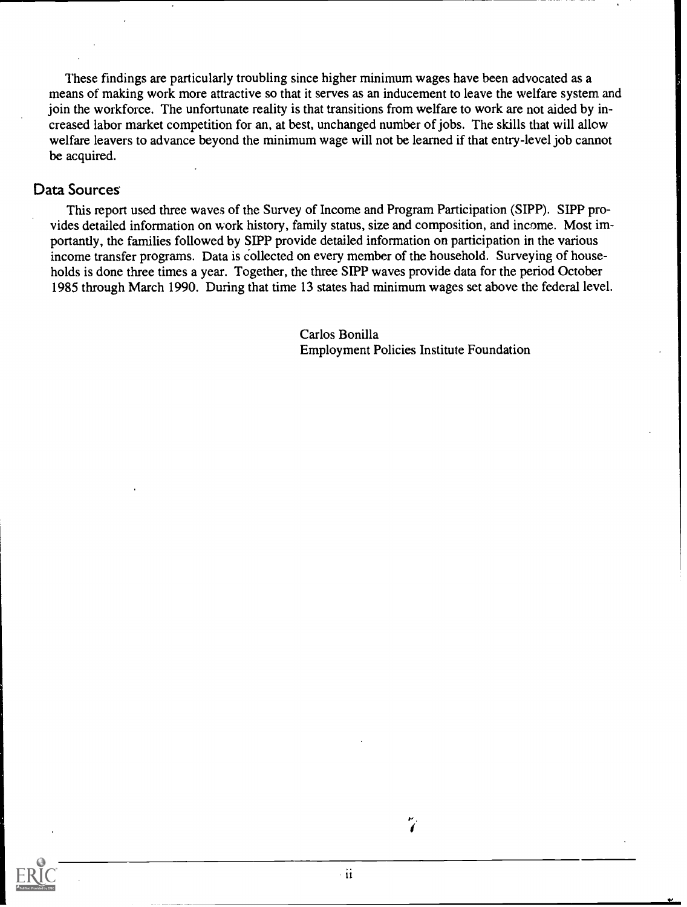These findings are particularly troubling since higher minimum wages have been advocated as a means of making work more attractive so that it serves as an inducement to leave the welfare system and join the workforce. The unfortunate reality is that transitions from welfare to work are not aided by increased labor market competition for an, at best, unchanged number of jobs. The skills that will allow welfare leavers to advance beyond the minimum wage will not be learned if that entry-level job cannot be acquired.

## Data Sources

This report used three waves of the Survey of Income and Program Participation (SIPP). SIPP provides detailed information on work history, family status, size and composition, and income. Most importantly, the families followed by SIPP provide detailed information on participation in the various income transfer programs. Data is collected on every member of the household. Surveying of households is done three times a year. Together, the three SIPP waves provide data for the period October 1985 through March 1990. During that time 13 states had minimum wages set above the federal level.

Carlos Bonilla
Employment Policies Institute Foundation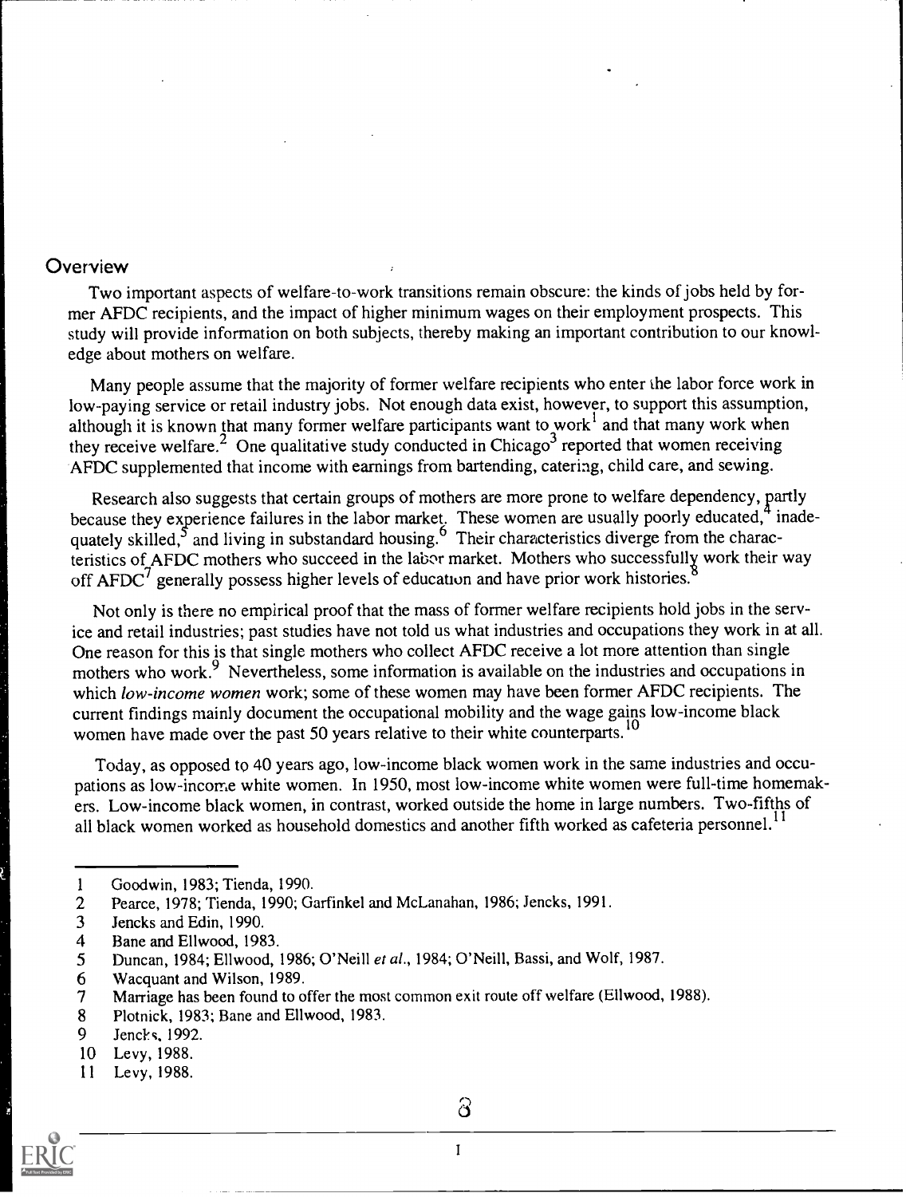## Overview

Two important aspects of welfare-to-work transitions remain obscure: the kinds of jobs held by former AFDC recipients, and the impact of higher minimum wages on their employment prospects. This study will provide information on both subjects, thereby making an important contribution to our knowledge about mothers on welfare.

Many people assume that the majority of former welfare recipients who enter the labor force work in low-paying service or retail industry jobs. Not enough data exist, however, to support this assumption, although it is known that many former welfare participants want to work[1] and that many work when they receive welfare.[2] One qualitative study conducted in Chicago[3] reported that women receiving AFDC supplemented that income with earnings from bartending, catering, child care, and sewing.

Research also suggests that certain groups of mothers are more prone to welfare dependency, partly because they experience failures in the labor market. These women are usually poorly educated,[4] inadequately skilled,[5] and living in substandard housing.[6] Their characteristics diverge from the characteristics of AFDC mothers who succeed in the labor market. Mothers who successfully work their way off AFDC[7] generally possess higher levels of education and have prior work histories.[8]

Not only is there no empirical proof that the mass of former welfare recipients hold jobs in the service and retail industries; past studies have not told us what industries and occupations they work in at all. One reason for this is that single mothers who collect AFDC receive a lot more attention than single mothers who work.[9] Nevertheless, some information is available on the industries and occupations in which *low-income women* work; some of these women may have been former AFDC recipients. The current findings mainly document the occupational mobility and the wage gains low-income black women have made over the past 50 years relative to their white counterparts.[10]

Today, as opposed to 40 years ago, low-income black women work in the same industries and occupations as low-income white women. In 1950, most low-income white women were full-time homemakers. Low-income black women, in contrast, worked outside the home in large numbers. Two-fifths of all black women worked as household domestics and another fifth worked as cafeteria personnel.[11]

---

1 Goodwin, 1983; Tienda, 1990.
2 Pearce, 1978; Tienda, 1990; Garfinkel and McLanahan, 1986; Jencks, 1991.
3 Jencks and Edin, 1990.
4 Bane and Ellwood, 1983.
5 Duncan, 1984; Ellwood, 1986; O'Neill *et al.*, 1984; O'Neill, Bassi, and Wolf, 1987.
6 Wacquant and Wilson, 1989.
7 Marriage has been found to offer the most common exit route off welfare (Ellwood, 1988).
8 Plotnick, 1983; Bane and Ellwood, 1983.
9 Jencks, 1992.
10 Levy, 1988.
11 Levy, 1988.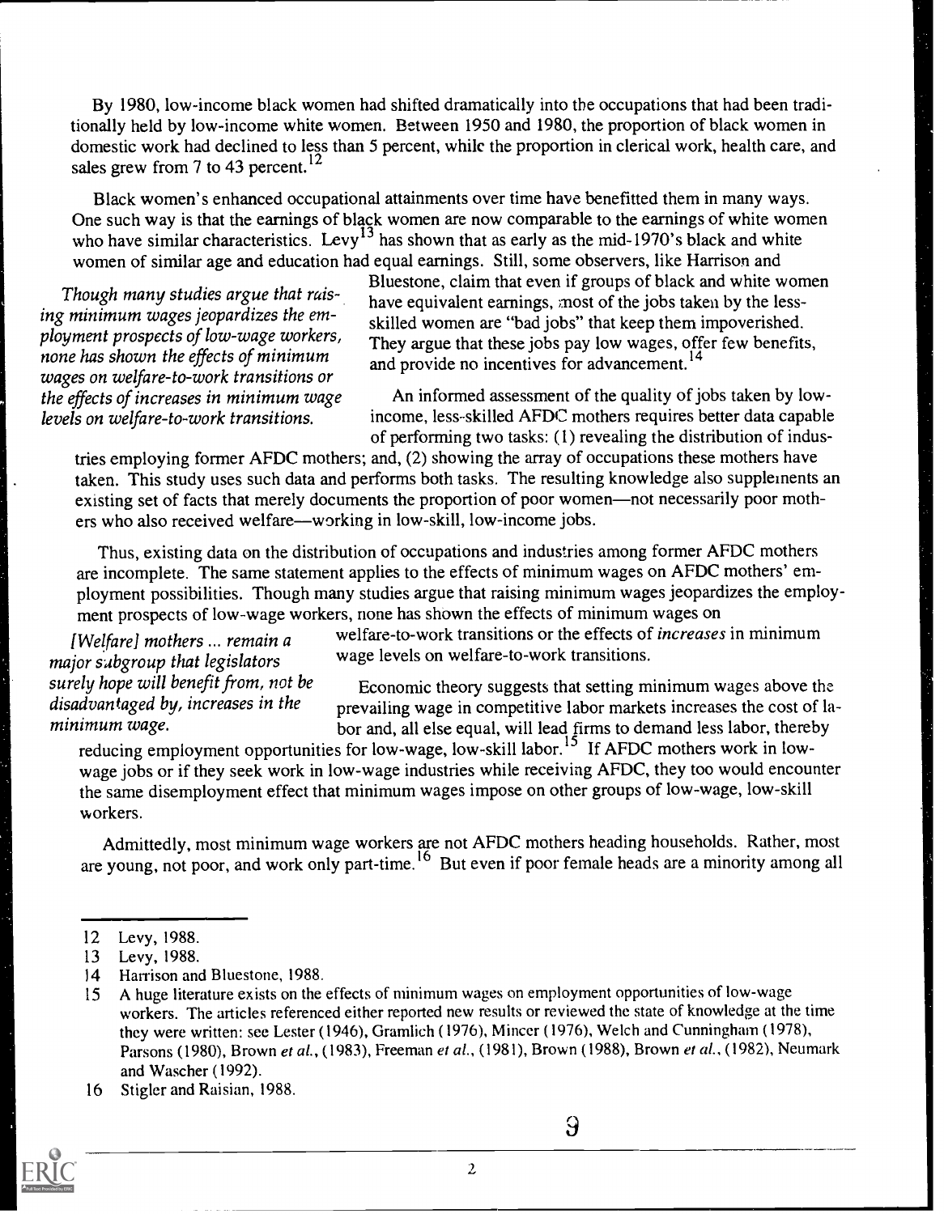By 1980, low-income black women had shifted dramatically into the occupations that had been traditionally held by low-income white women. Between 1950 and 1980, the proportion of black women in domestic work had declined to less than 5 percent, while the proportion in clerical work, health care, and sales grew from 7 to 43 percent.[12]

Black women's enhanced occupational attainments over time have benefitted them in many ways. One such way is that the earnings of black women are now comparable to the earnings of white women who have similar characteristics. Levy[13] has shown that as early as the mid-1970's black and white women of similar age and education had equal earnings. Still, some observers, like Harrison and Bluestone, claim that even if groups of black and white women have equivalent earnings, most of the jobs taken by the less-skilled women are "bad jobs" that keep them impoverished. They argue that these jobs pay low wages, offer few benefits, and provide no incentives for advancement.[14]

*Though many studies argue that raising minimum wages jeopardizes the employment prospects of low-wage workers, none has shown the effects of minimum wages on welfare-to-work transitions or the effects of increases in minimum wage levels on welfare-to-work transitions.*

An informed assessment of the quality of jobs taken by low-income, less-skilled AFDC mothers requires better data capable of performing two tasks: (1) revealing the distribution of industries employing former AFDC mothers; and, (2) showing the array of occupations these mothers have taken. This study uses such data and performs both tasks. The resulting knowledge also supplements an existing set of facts that merely documents the proportion of poor women—not necessarily poor mothers who also received welfare—working in low-skill, low-income jobs.

Thus, existing data on the distribution of occupations and industries among former AFDC mothers are incomplete. The same statement applies to the effects of minimum wages on AFDC mothers' employment possibilities. Though many studies argue that raising minimum wages jeopardizes the employment prospects of low-wage workers, none has shown the effects of minimum wages on welfare-to-work transitions or the effects of *increases* in minimum wage levels on welfare-to-work transitions.

*[Welfare] mothers ... remain a major subgroup that legislators surely hope will benefit from, not be disadvantaged by, increases in the minimum wage.*

Economic theory suggests that setting minimum wages above the prevailing wage in competitive labor markets increases the cost of labor and, all else equal, will lead firms to demand less labor, thereby reducing employment opportunities for low-wage, low-skill labor.[15] If AFDC mothers work in low-wage jobs or if they seek work in low-wage industries while receiving AFDC, they too would encounter the same disemployment effect that minimum wages impose on other groups of low-wage, low-skill workers.

Admittedly, most minimum wage workers are not AFDC mothers heading households. Rather, most are young, not poor, and work only part-time.[16] But even if poor female heads are a minority among all

---

12 Levy, 1988.

13 Levy, 1988.

14 Harrison and Bluestone, 1988.

15 A huge literature exists on the effects of minimum wages on employment opportunities of low-wage workers. The articles referenced either reported new results or reviewed the state of knowledge at the time they were written: see Lester (1946), Gramlich (1976), Mincer (1976), Welch and Cunningham (1978), Parsons (1980), Brown *et al.*, (1983), Freeman *et al.*, (1981), Brown (1988), Brown *et al.*, (1982), Neumark and Wascher (1992).

16 Stigler and Raisian, 1988.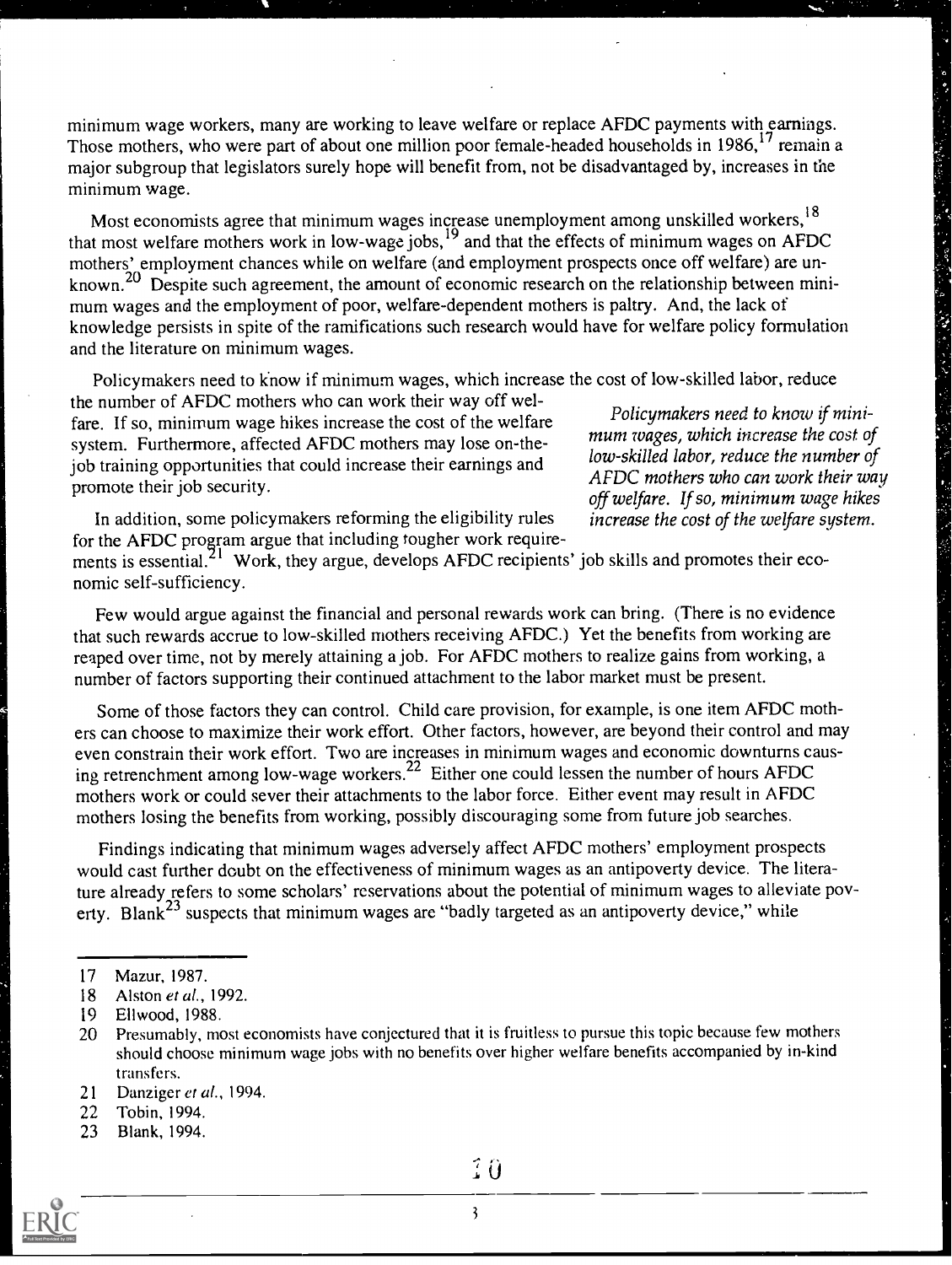minimum wage workers, many are working to leave welfare or replace AFDC payments with earnings. Those mothers, who were part of about one million poor female-headed households in 1986,[17] remain a major subgroup that legislators surely hope will benefit from, not be disadvantaged by, increases in the minimum wage.

Most economists agree that minimum wages increase unemployment among unskilled workers,[18] that most welfare mothers work in low-wage jobs,[19] and that the effects of minimum wages on AFDC mothers' employment chances while on welfare (and employment prospects once off welfare) are unknown.[20] Despite such agreement, the amount of economic research on the relationship between minimum wages and the employment of poor, welfare-dependent mothers is paltry. And, the lack of knowledge persists in spite of the ramifications such research would have for welfare policy formulation and the literature on minimum wages.

Policymakers need to know if minimum wages, which increase the cost of low-skilled labor, reduce the number of AFDC mothers who can work their way off welfare. If so, minimum wage hikes increase the cost of the welfare system. Furthermore, affected AFDC mothers may lose on-the-job training opportunities that could increase their earnings and promote their job security.

> *Policymakers need to know if minimum wages, which increase the cost of low-skilled labor, reduce the number of AFDC mothers who can work their way off welfare. If so, minimum wage hikes increase the cost of the welfare system.*

In addition, some policymakers reforming the eligibility rules for the AFDC program argue that including tougher work requirements is essential.[21] Work, they argue, develops AFDC recipients' job skills and promotes their economic self-sufficiency.

Few would argue against the financial and personal rewards work can bring. (There is no evidence that such rewards accrue to low-skilled mothers receiving AFDC.) Yet the benefits from working are reaped over time, not by merely attaining a job. For AFDC mothers to realize gains from working, a number of factors supporting their continued attachment to the labor market must be present.

Some of those factors they can control. Child care provision, for example, is one item AFDC mothers can choose to maximize their work effort. Other factors, however, are beyond their control and may even constrain their work effort. Two are increases in minimum wages and economic downturns causing retrenchment among low-wage workers.[22] Either one could lessen the number of hours AFDC mothers work or could sever their attachments to the labor force. Either event may result in AFDC mothers losing the benefits from working, possibly discouraging some from future job searches.

Findings indicating that minimum wages adversely affect AFDC mothers' employment prospects would cast further doubt on the effectiveness of minimum wages as an antipoverty device. The literature already refers to some scholars' reservations about the potential of minimum wages to alleviate poverty. Blank[23] suspects that minimum wages are "badly targeted as an antipoverty device," while

---

17 Mazur, 1987.

18 Alston *et al.*, 1992.

19 Ellwood, 1988.

20 Presumably, most economists have conjectured that it is fruitless to pursue this topic because few mothers should choose minimum wage jobs with no benefits over higher welfare benefits accompanied by in-kind transfers.

21 Danziger *et al.*, 1994.

22 Tobin, 1994.

23 Blank, 1994.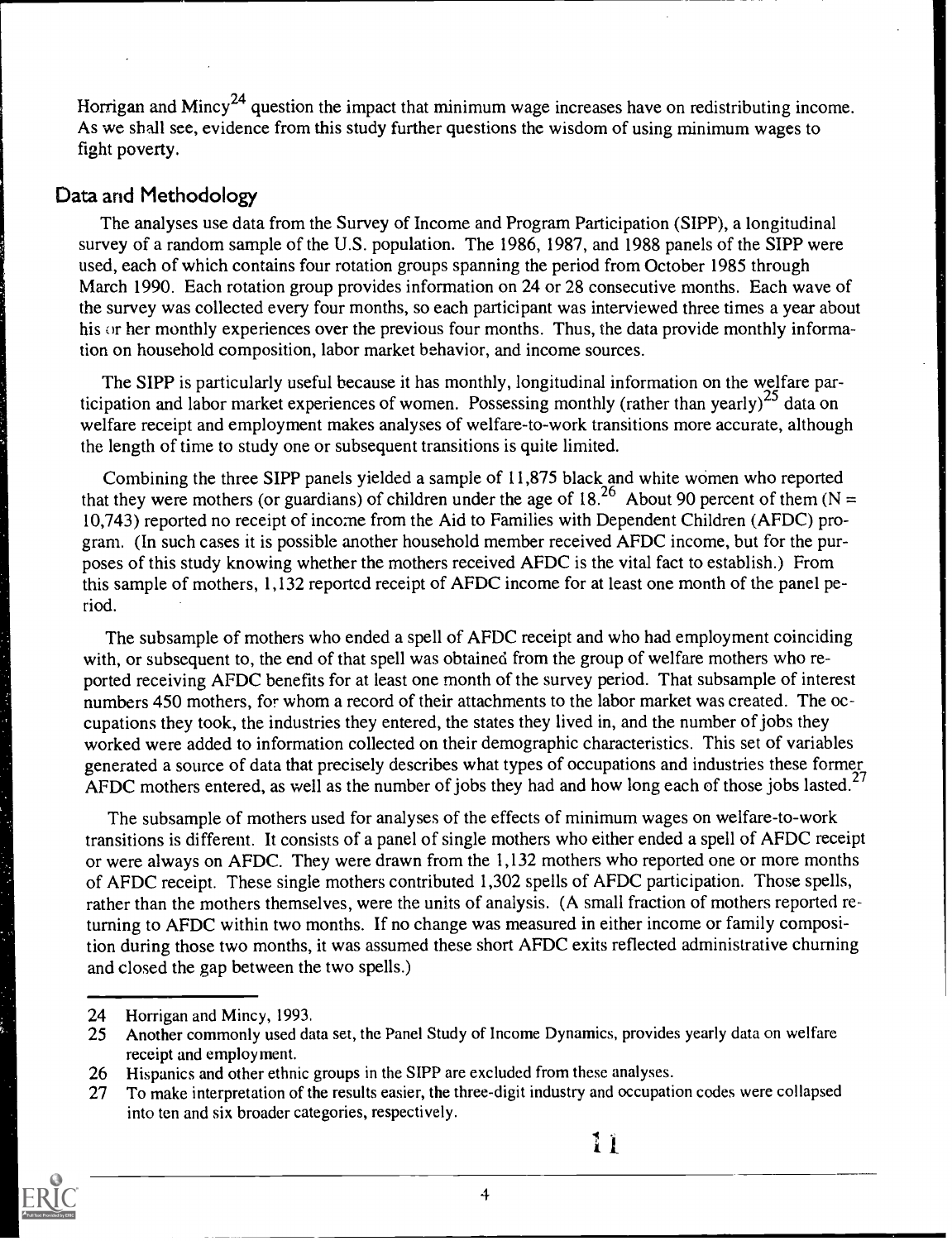Horrigan and Mincy[24] question the impact that minimum wage increases have on redistributing income. As we shall see, evidence from this study further questions the wisdom of using minimum wages to fight poverty.

## Data and Methodology

The analyses use data from the Survey of Income and Program Participation (SIPP), a longitudinal survey of a random sample of the U.S. population. The 1986, 1987, and 1988 panels of the SIPP were used, each of which contains four rotation groups spanning the period from October 1985 through March 1990. Each rotation group provides information on 24 or 28 consecutive months. Each wave of the survey was collected every four months, so each participant was interviewed three times a year about his or her monthly experiences over the previous four months. Thus, the data provide monthly information on household composition, labor market behavior, and income sources.

The SIPP is particularly useful because it has monthly, longitudinal information on the welfare participation and labor market experiences of women. Possessing monthly (rather than yearly)[25] data on welfare receipt and employment makes analyses of welfare-to-work transitions more accurate, although the length of time to study one or subsequent transitions is quite limited.

Combining the three SIPP panels yielded a sample of 11,875 black and white women who reported that they were mothers (or guardians) of children under the age of 18.[26] About 90 percent of them (N = 10,743) reported no receipt of income from the Aid to Families with Dependent Children (AFDC) program. (In such cases it is possible another household member received AFDC income, but for the purposes of this study knowing whether the mothers received AFDC is the vital fact to establish.) From this sample of mothers, 1,132 reported receipt of AFDC income for at least one month of the panel period.

The subsample of mothers who ended a spell of AFDC receipt and who had employment coinciding with, or subsequent to, the end of that spell was obtained from the group of welfare mothers who reported receiving AFDC benefits for at least one month of the survey period. That subsample of interest numbers 450 mothers, for whom a record of their attachments to the labor market was created. The occupations they took, the industries they entered, the states they lived in, and the number of jobs they worked were added to information collected on their demographic characteristics. This set of variables generated a source of data that precisely describes what types of occupations and industries these former AFDC mothers entered, as well as the number of jobs they had and how long each of those jobs lasted.[27]

The subsample of mothers used for analyses of the effects of minimum wages on welfare-to-work transitions is different. It consists of a panel of single mothers who either ended a spell of AFDC receipt or were always on AFDC. They were drawn from the 1,132 mothers who reported one or more months of AFDC receipt. These single mothers contributed 1,302 spells of AFDC participation. Those spells, rather than the mothers themselves, were the units of analysis. (A small fraction of mothers reported returning to AFDC within two months. If no change was measured in either income or family composition during those two months, it was assumed these short AFDC exits reflected administrative churning and closed the gap between the two spells.)

---

24 Horrigan and Mincy, 1993.

25 Another commonly used data set, the Panel Study of Income Dynamics, provides yearly data on welfare receipt and employment.

26 Hispanics and other ethnic groups in the SIPP are excluded from these analyses.

27 To make interpretation of the results easier, the three-digit industry and occupation codes were collapsed into ten and six broader categories, respectively.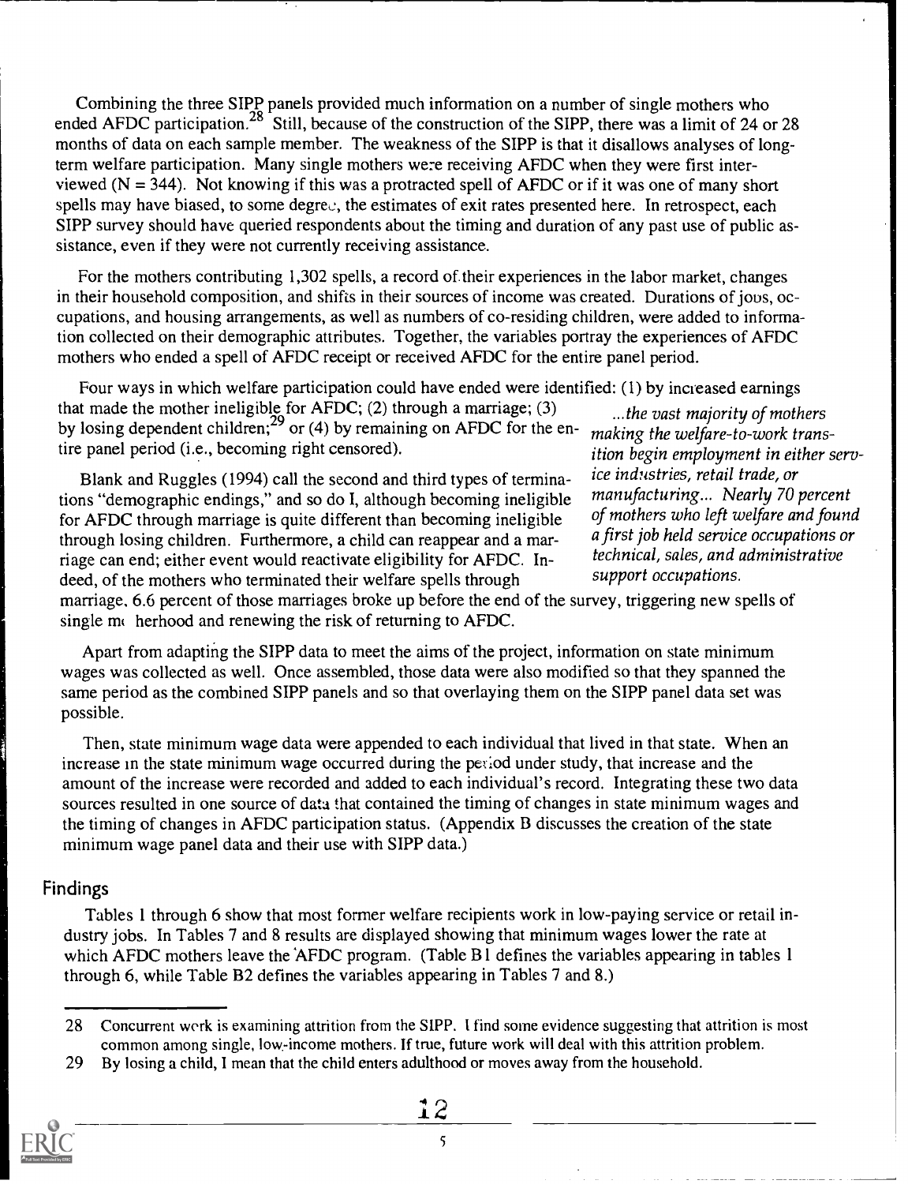Combining the three SIPP panels provided much information on a number of single mothers who ended AFDC participation.[28] Still, because of the construction of the SIPP, there was a limit of 24 or 28 months of data on each sample member. The weakness of the SIPP is that it disallows analyses of long-term welfare participation. Many single mothers were receiving AFDC when they were first interviewed (N = 344). Not knowing if this was a protracted spell of AFDC or if it was one of many short spells may have biased, to some degree, the estimates of exit rates presented here. In retrospect, each SIPP survey should have queried respondents about the timing and duration of any past use of public assistance, even if they were not currently receiving assistance.

For the mothers contributing 1,302 spells, a record of their experiences in the labor market, changes in their household composition, and shifts in their sources of income was created. Durations of jobs, occupations, and housing arrangements, as well as numbers of co-residing children, were added to information collected on their demographic attributes. Together, the variables portray the experiences of AFDC mothers who ended a spell of AFDC receipt or received AFDC for the entire panel period.

Four ways in which welfare participation could have ended were identified: (1) by increased earnings that made the mother ineligible for AFDC; (2) through a marriage; (3) by losing dependent children;[29] or (4) by remaining on AFDC for the entire panel period (i.e., becoming right censored).

Blank and Ruggles (1994) call the second and third types of terminations "demographic endings," and so do I, although becoming ineligible for AFDC through marriage is quite different than becoming ineligible through losing children. Furthermore, a child can reappear and a marriage can end; either event would reactivate eligibility for AFDC. Indeed, of the mothers who terminated their welfare spells through marriage, 6.6 percent of those marriages broke up before the end of the survey, triggering new spells of single motherhood and renewing the risk of returning to AFDC.

*...the vast majority of mothers making the welfare-to-work transition begin employment in either service industries, retail trade, or manufacturing... Nearly 70 percent of mothers who left welfare and found a first job held service occupations or technical, sales, and administrative support occupations.*

Apart from adapting the SIPP data to meet the aims of the project, information on state minimum wages was collected as well. Once assembled, those data were also modified so that they spanned the same period as the combined SIPP panels and so that overlaying them on the SIPP panel data set was possible.

Then, state minimum wage data were appended to each individual that lived in that state. When an increase in the state minimum wage occurred during the period under study, that increase and the amount of the increase were recorded and added to each individual's record. Integrating these two data sources resulted in one source of data that contained the timing of changes in state minimum wages and the timing of changes in AFDC participation status. (Appendix B discusses the creation of the state minimum wage panel data and their use with SIPP data.)

## Findings

Tables 1 through 6 show that most former welfare recipients work in low-paying service or retail industry jobs. In Tables 7 and 8 results are displayed showing that minimum wages lower the rate at which AFDC mothers leave the AFDC program. (Table B1 defines the variables appearing in tables 1 through 6, while Table B2 defines the variables appearing in Tables 7 and 8.)

---

28 Concurrent work is examining attrition from the SIPP. I find some evidence suggesting that attrition is most common among single, low-income mothers. If true, future work will deal with this attrition problem.

29 By losing a child, I mean that the child enters adulthood or moves away from the household.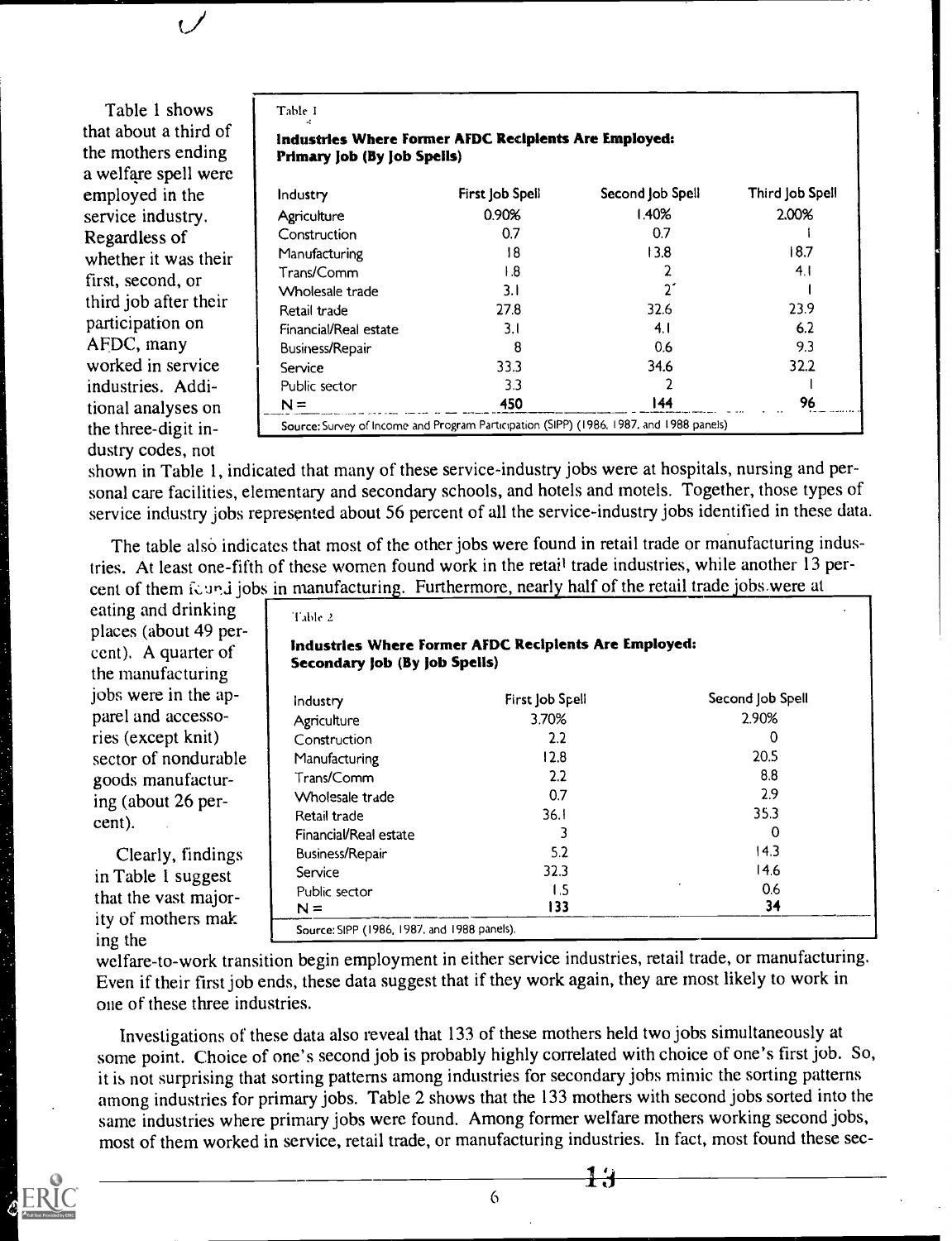Table 1 shows that about a third of the mothers ending a welfare spell were employed in the service industry. Regardless of whether it was their first, second, or third job after their participation on AFDC, many worked in service industries. Additional analyses on the three-digit industry codes, not shown in Table 1, indicated that many of these service-industry jobs were at hospitals, nursing and personal care facilities, elementary and secondary schools, and hotels and motels. Together, those types of service industry jobs represented about 56 percent of all the service-industry jobs identified in these data.

Table 1

**Industries Where Former AFDC Recipients Are Employed: Primary Job (By Job Spells)**

| Industry | First Job Spell | Second Job Spell | Third Job Spell |
|---|---|---|---|
| Agriculture | 0.90% | 1.40% | 2.00% |
| Construction | 0.7 | 0.7 | 1 |
| Manufacturing | 18 | 13.8 | 18.7 |
| Trans/Comm | 1.8 | 2 | 4.1 |
| Wholesale trade | 3.1 | 2 | 1 |
| Retail trade | 27.8 | 32.6 | 23.9 |
| Financial/Real estate | 3.1 | 4.1 | 6.2 |
| Business/Repair | 8 | 0.6 | 9.3 |
| Service | 33.3 | 34.6 | 32.2 |
| Public sector | 3.3 | 2 | 1 |
| N = | 450 | 144 | 96 |

Source: Survey of Income and Program Participation (SIPP) (1986, 1987, and 1988 panels)

The table also indicates that most of the other jobs were found in retail trade or manufacturing industries. At least one-fifth of these women found work in the retail trade industries, while another 13 percent of them found jobs in manufacturing. Furthermore, nearly half of the retail trade jobs were at eating and drinking places (about 49 percent). A quarter of the manufacturing jobs were in the apparel and accessories (except knit) sector of nondurable goods manufacturing (about 26 percent).

Table 2

**Industries Where Former AFDC Recipients Are Employed: Secondary Job (By Job Spells)**

| Industry | First Job Spell | Second Job Spell |
|---|---|---|
| Agriculture | 3.70% | 2.90% |
| Construction | 2.2 | 0 |
| Manufacturing | 12.8 | 20.5 |
| Trans/Comm | 2.2 | 8.8 |
| Wholesale trade | 0.7 | 2.9 |
| Retail trade | 36.1 | 35.3 |
| Financial/Real estate | 3 | 0 |
| Business/Repair | 5.2 | 14.3 |
| Service | 32.3 | 14.6 |
| Public sector | 1.5 | 0.6 |
| N = | 133 | 34 |

Source: SIPP (1986, 1987, and 1988 panels).

Clearly, findings in Table 1 suggest that the vast majority of mothers making the welfare-to-work transition begin employment in either service industries, retail trade, or manufacturing. Even if their first job ends, these data suggest that if they work again, they are most likely to work in one of these three industries.

Investigations of these data also reveal that 133 of these mothers held two jobs simultaneously at some point. Choice of one's second job is probably highly correlated with choice of one's first job. So, it is not surprising that sorting patterns among industries for secondary jobs mimic the sorting patterns among industries for primary jobs. Table 2 shows that the 133 mothers with second jobs sorted into the same industries where primary jobs were found. Among former welfare mothers working second jobs, most of them worked in service, retail trade, or manufacturing industries. In fact, most found these sec-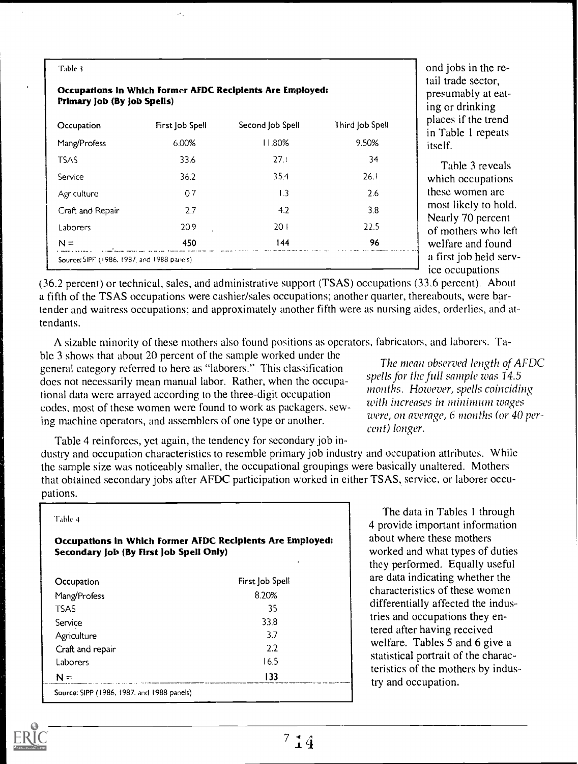Table 3

**Occupations In Which Former AFDC Recipients Are Employed: Primary Job (By Job Spells)**

| Occupation | First Job Spell | Second Job Spell | Third Job Spell |
|---|---|---|---|
| Mang/Profess | 6.00% | 11.80% | 9.50% |
| TSAS | 33.6 | 27.1 | 34 |
| Service | 36.2 | 35.4 | 26.1 |
| Agriculture | 0.7 | 1.3 | 2.6 |
| Craft and Repair | 2.7 | 4.2 | 3.8 |
| Laborers | 20.9 | 20.1 | 22.5 |
| N = | 450 | 144 | 96 |

Source: SIPP (1986, 1987, and 1988 panels)

ond jobs in the retail trade sector, presumably at eating or drinking places if the trend in Table 1 repeats itself.

Table 3 reveals which occupations these women are most likely to hold. Nearly 70 percent of mothers who left welfare and found a first job held service occupations (36.2 percent) or technical, sales, and administrative support (TSAS) occupations (33.6 percent). About a fifth of the TSAS occupations were cashier/sales occupations; another quarter, thereabouts, were bartender and waitress occupations; and approximately another fifth were as nursing aides, orderlies, and attendants.

A sizable minority of these mothers also found positions as operators, fabricators, and laborers. Table 3 shows that about 20 percent of the sample worked under the general category referred to here as "laborers." This classification does not necessarily mean manual labor. Rather, when the occupational data were arrayed according to the three-digit occupation codes, most of these women were found to work as packagers, sewing machine operators, and assemblers of one type or another.

*The mean observed length of AFDC spells for the full sample was 14.5 months. However, spells coinciding with increases in minimum wages were, on average, 6 months (or 40 percent) longer.*

Table 4 reinforces, yet again, the tendency for secondary job industry and occupation characteristics to resemble primary job industry and occupation attributes. While the sample size was noticeably smaller, the occupational groupings were basically unaltered. Mothers that obtained secondary jobs after AFDC participation worked in either TSAS, service, or laborer occupations.

Table 4

**Occupations In Which Former AFDC Recipients Are Employed: Secondary Job (By First Job Spell Only)**

| Occupation | First Job Spell |
|---|---|
| Mang/Profess | 8.20% |
| TSAS | 35 |
| Service | 33.8 |
| Agriculture | 3.7 |
| Craft and repair | 2.2 |
| Laborers | 16.5 |
| N = | 133 |

Source: SIPP (1986, 1987, and 1988 panels)

The data in Tables 1 through 4 provide important information about where these mothers worked and what types of duties they performed. Equally useful are data indicating whether the characteristics of these women differentially affected the industries and occupations they entered after having received welfare. Tables 5 and 6 give a statistical portrait of the characteristics of the mothers by industry and occupation.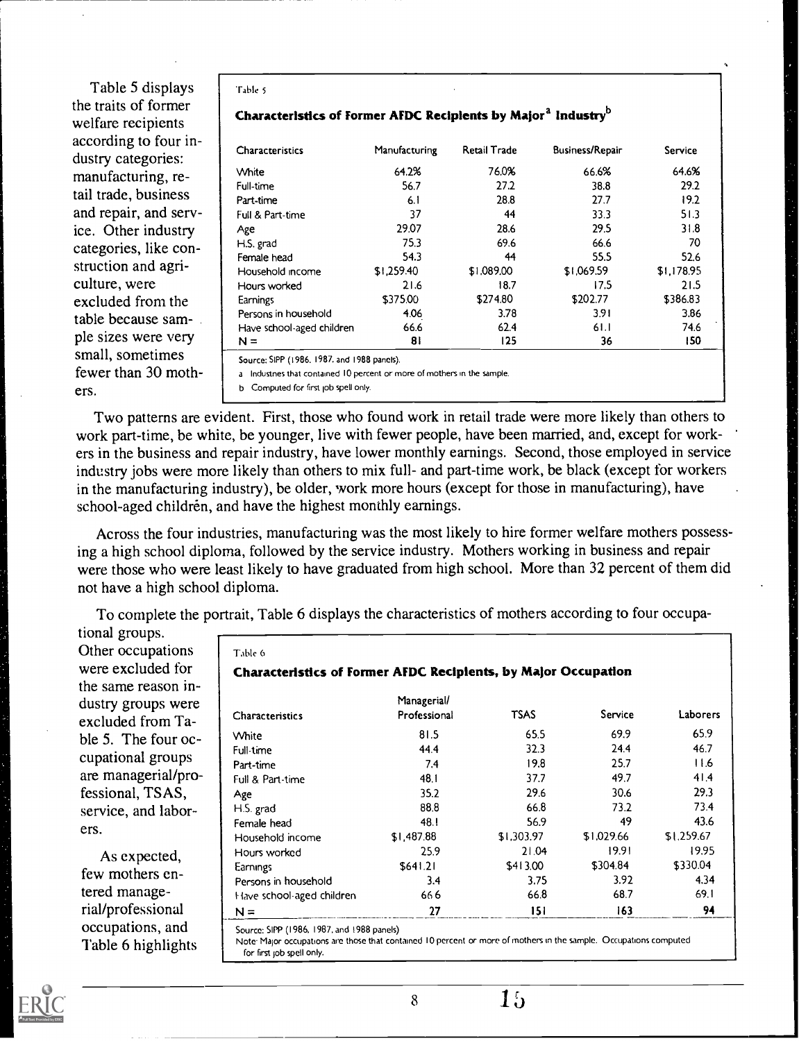Table 5 displays the traits of former welfare recipients according to four industry categories: manufacturing, retail trade, business and repair, and service. Other industry categories, like construction and agriculture, were excluded from the table because sample sizes were very small, sometimes fewer than 30 mothers.

Table 5

**Characteristics of Former AFDC Recipients by Major[a] Industry[b]**

| Characteristics | Manufacturing | Retail Trade | Business/Repair | Service |
|---|---|---|---|---|
| White | 64.2% | 76.0% | 66.6% | 64.6% |
| Full-time | 56.7 | 27.2 | 38.8 | 29.2 |
| Part-time | 6.1 | 28.8 | 27.7 | 19.2 |
| Full & Part-time | 37 | 44 | 33.3 | 51.3 |
| Age | 29.07 | 28.6 | 29.5 | 31.8 |
| H.S. grad | 75.3 | 69.6 | 66.6 | 70 |
| Female head | 54.3 | 44 | 55.5 | 52.6 |
| Household income | $1,259.40 | $1,089.00 | $1,069.59 | $1,178.95 |
| Hours worked | 21.6 | 18.7 | 17.5 | 21.5 |
| Earnings | $375.00 | $274.80 | $202.77 | $386.83 |
| Persons in household | 4.06 | 3.78 | 3.91 | 3.86 |
| Have school-aged children | 66.6 | 62.4 | 61.1 | 74.6 |
| N = | 81 | 125 | 36 | 150 |

Source: SIPP (1986, 1987, and 1988 panels).

a Industries that contained 10 percent or more of mothers in the sample.

b Computed for first job spell only.

Two patterns are evident. First, those who found work in retail trade were more likely than others to work part-time, be white, be younger, live with fewer people, have been married, and, except for workers in the business and repair industry, have lower monthly earnings. Second, those employed in service industry jobs were more likely than others to mix full- and part-time work, be black (except for workers in the manufacturing industry), be older, work more hours (except for those in manufacturing), have school-aged children, and have the highest monthly earnings.

Across the four industries, manufacturing was the most likely to hire former welfare mothers possessing a high school diploma, followed by the service industry. Mothers working in business and repair were those who were least likely to have graduated from high school. More than 32 percent of them did not have a high school diploma.

To complete the portrait, Table 6 displays the characteristics of mothers according to four occupational groups. Other occupations were excluded for the same reason industry groups were excluded from Table 5. The four occupational groups are managerial/professional, TSAS, service, and laborers.

Table 6

**Characteristics of Former AFDC Recipients, by Major Occupation**

| Characteristics | Managerial/ Professional | TSAS | Service | Laborers |
|---|---|---|---|---|
| White | 81.5 | 65.5 | 69.9 | 65.9 |
| Full-time | 44.4 | 32.3 | 24.4 | 46.7 |
| Part-time | 7.4 | 19.8 | 25.7 | 11.6 |
| Full & Part-time | 48.1 | 37.7 | 49.7 | 41.4 |
| Age | 35.2 | 29.6 | 30.6 | 29.3 |
| H.S. grad | 88.8 | 66.8 | 73.2 | 73.4 |
| Female head | 48.1 | 56.9 | 49 | 43.6 |
| Household income | $1,487.88 | $1,303.97 | $1,029.66 | $1,259.67 |
| Hours worked | 25.9 | 21.04 | 19.91 | 19.95 |
| Earnings | $641.21 | $413.00 | $304.84 | $330.04 |
| Persons in household | 3.4 | 3.75 | 3.92 | 4.34 |
| Have school-aged children | 66.6 | 66.8 | 68.7 | 69.1 |
| N = | 27 | 151 | 163 | 94 |

Source: SIPP (1986, 1987, and 1988 panels)

Note: Major occupations are those that contained 10 percent or more of mothers in the sample. Occupations computed for first job spell only.

As expected, few mothers entered managerial/professional occupations, and Table 6 highlights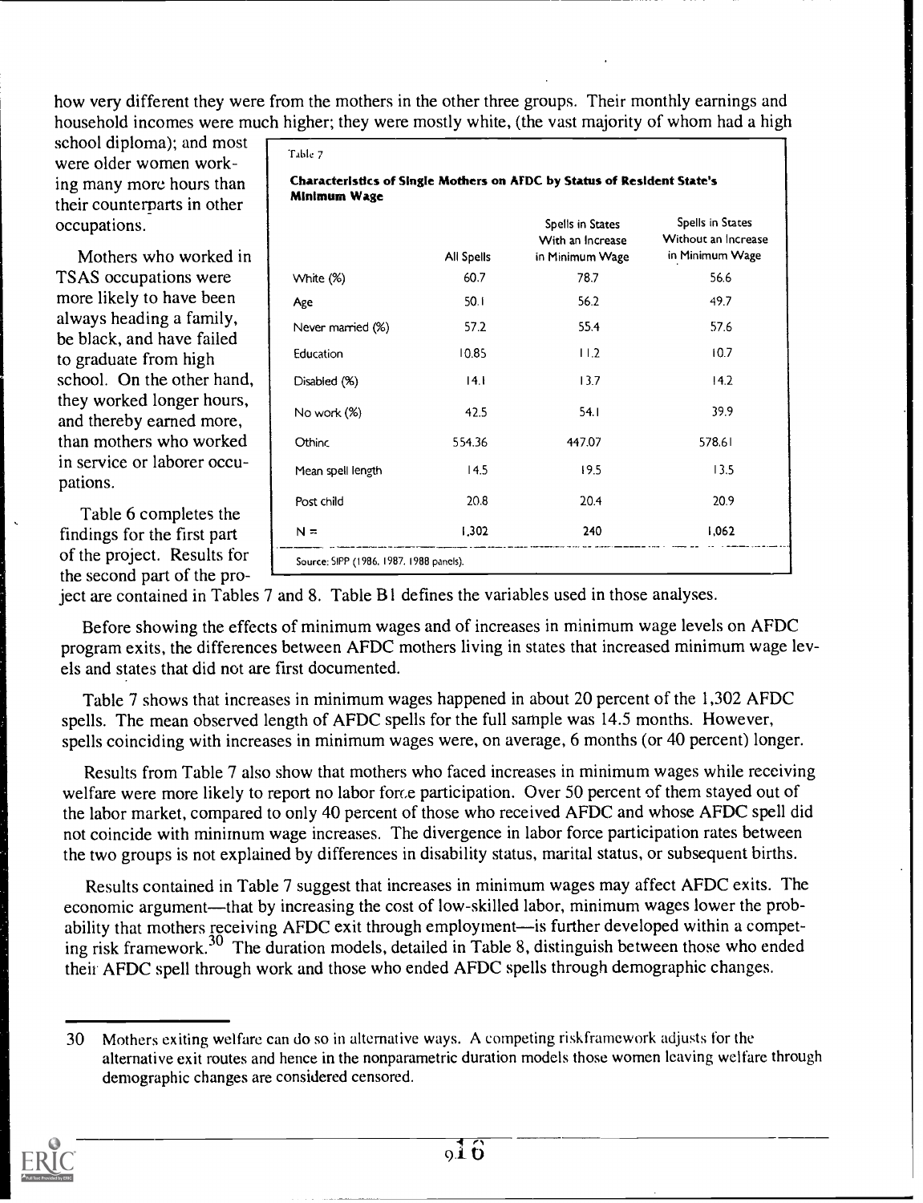how very different they were from the mothers in the other three groups. Their monthly earnings and household incomes were much higher; they were mostly white, (the vast majority of whom had a high school diploma); and most were older women working many more hours than their counterparts in other occupations.

Mothers who worked in TSAS occupations were more likely to have been always heading a family, be black, and have failed to graduate from high school. On the other hand, they worked longer hours, and thereby earned more, than mothers who worked in service or laborer occupations.

Table 6 completes the findings for the first part of the project. Results for the second part of the project are contained in Tables 7 and 8. Table B1 defines the variables used in those analyses.

Table 7

**Characteristics of Single Mothers on AFDC by Status of Resident State's Minimum Wage**

| | All Spells | Spells in States With an Increase in Minimum Wage | Spells in States Without an Increase in Minimum Wage |
|---|---|---|---|
| White (%) | 60.7 | 78.7 | 56.6 |
| Age | 50.1 | 56.2 | 49.7 |
| Never married (%) | 57.2 | 55.4 | 57.6 |
| Education | 10.85 | 11.2 | 10.7 |
| Disabled (%) | 14.1 | 13.7 | 14.2 |
| No work (%) | 42.5 | 54.1 | 39.9 |
| Othinc | 554.36 | 447.07 | 578.61 |
| Mean spell length | 14.5 | 19.5 | 13.5 |
| Post child | 20.8 | 20.4 | 20.9 |
| N = | 1,302 | 240 | 1,062 |

Source: SIPP (1986, 1987, 1988 panels).

Before showing the effects of minimum wages and of increases in minimum wage levels on AFDC program exits, the differences between AFDC mothers living in states that increased minimum wage levels and states that did not are first documented.

Table 7 shows that increases in minimum wages happened in about 20 percent of the 1,302 AFDC spells. The mean observed length of AFDC spells for the full sample was 14.5 months. However, spells coinciding with increases in minimum wages were, on average, 6 months (or 40 percent) longer.

Results from Table 7 also show that mothers who faced increases in minimum wages while receiving welfare were more likely to report no labor force participation. Over 50 percent of them stayed out of the labor market, compared to only 40 percent of those who received AFDC and whose AFDC spell did not coincide with minimum wage increases. The divergence in labor force participation rates between the two groups is not explained by differences in disability status, marital status, or subsequent births.

Results contained in Table 7 suggest that increases in minimum wages may affect AFDC exits. The economic argument—that by increasing the cost of low-skilled labor, minimum wages lower the probability that mothers receiving AFDC exit through employment—is further developed within a competing risk framework.[30] The duration models, detailed in Table 8, distinguish between those who ended their AFDC spell through work and those who ended AFDC spells through demographic changes.

30 Mothers exiting welfare can do so in alternative ways. A competing riskframework adjusts for the alternative exit routes and hence in the nonparametric duration models those women leaving welfare through demographic changes are considered censored.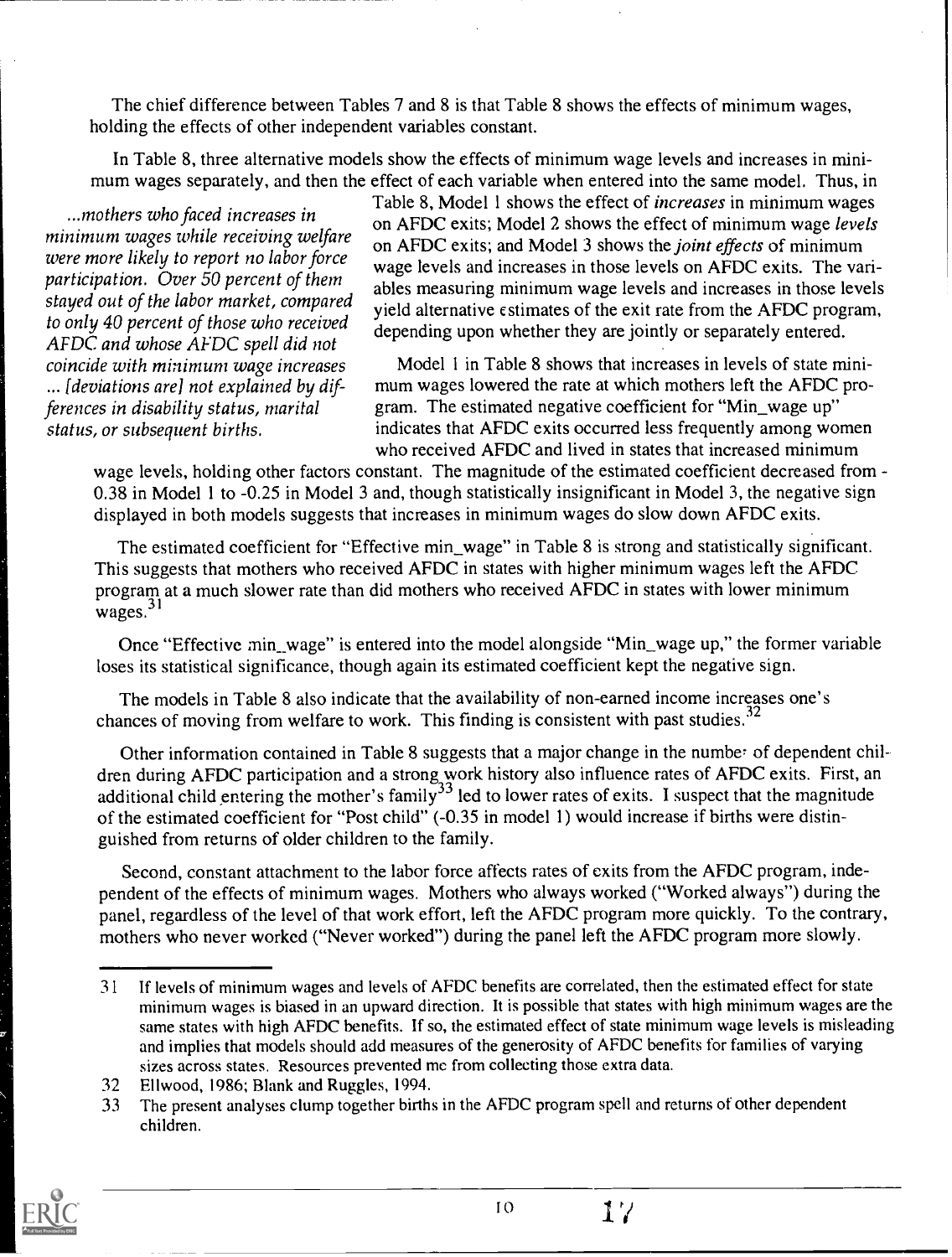The chief difference between Tables 7 and 8 is that Table 8 shows the effects of minimum wages, holding the effects of other independent variables constant.

In Table 8, three alternative models show the effects of minimum wage levels and increases in minimum wages separately, and then the effect of each variable when entered into the same model. Thus, in Table 8, Model 1 shows the effect of *increases* in minimum wages on AFDC exits; Model 2 shows the effect of minimum wage *levels* on AFDC exits; and Model 3 shows the *joint effects* of minimum wage levels and increases in those levels on AFDC exits. The variables measuring minimum wage levels and increases in those levels yield alternative estimates of the exit rate from the AFDC program, depending upon whether they are jointly or separately entered.

> *...mothers who faced increases in minimum wages while receiving welfare were more likely to report no labor force participation. Over 50 percent of them stayed out of the labor market, compared to only 40 percent of those who received AFDC and whose AFDC spell did not coincide with minimum wage increases ... [deviations are] not explained by differences in disability status, marital status, or subsequent births.*

Model 1 in Table 8 shows that increases in levels of state minimum wages lowered the rate at which mothers left the AFDC program. The estimated negative coefficient for "Min_wage up" indicates that AFDC exits occurred less frequently among women who received AFDC and lived in states that increased minimum wage levels, holding other factors constant. The magnitude of the estimated coefficient decreased from -0.38 in Model 1 to -0.25 in Model 3 and, though statistically insignificant in Model 3, the negative sign displayed in both models suggests that increases in minimum wages do slow down AFDC exits.

The estimated coefficient for "Effective min_wage" in Table 8 is strong and statistically significant. This suggests that mothers who received AFDC in states with higher minimum wages left the AFDC program at a much slower rate than did mothers who received AFDC in states with lower minimum wages.[31]

Once "Effective min_wage" is entered into the model alongside "Min_wage up," the former variable loses its statistical significance, though again its estimated coefficient kept the negative sign.

The models in Table 8 also indicate that the availability of non-earned income increases one's chances of moving from welfare to work. This finding is consistent with past studies.[32]

Other information contained in Table 8 suggests that a major change in the number of dependent children during AFDC participation and a strong work history also influence rates of AFDC exits. First, an additional child entering the mother's family[33] led to lower rates of exits. I suspect that the magnitude of the estimated coefficient for "Post child" (-0.35 in model 1) would increase if births were distinguished from returns of older children to the family.

Second, constant attachment to the labor force affects rates of exits from the AFDC program, independent of the effects of minimum wages. Mothers who always worked ("Worked always") during the panel, regardless of the level of that work effort, left the AFDC program more quickly. To the contrary, mothers who never worked ("Never worked") during the panel left the AFDC program more slowly.

---

31 If levels of minimum wages and levels of AFDC benefits are correlated, then the estimated effect for state minimum wages is biased in an upward direction. It is possible that states with high minimum wages are the same states with high AFDC benefits. If so, the estimated effect of state minimum wage levels is misleading and implies that models should add measures of the generosity of AFDC benefits for families of varying sizes across states. Resources prevented me from collecting those extra data.

32 Ellwood, 1986; Blank and Ruggles, 1994.

33 The present analyses clump together births in the AFDC program spell and returns of other dependent children.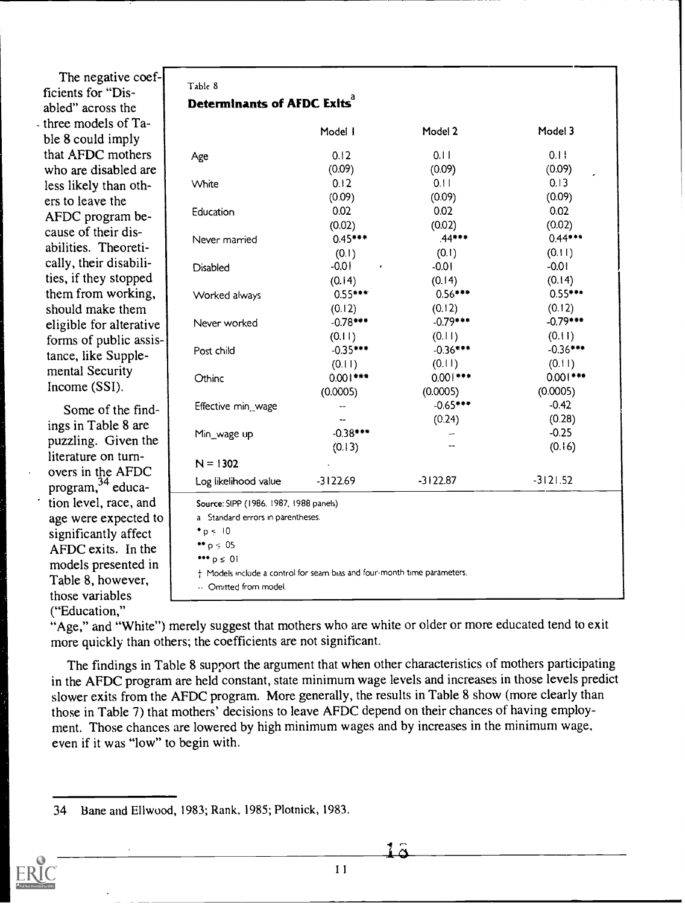The negative coefficients for "Disabled" across the three models of Table 8 could imply that AFDC mothers who are disabled are less likely than others to leave the AFDC program because of their disabilities. Theoretically, their disabilities, if they stopped them from working, should make them eligible for alterative forms of public assistance, like Supplemental Security Income (SSI).

Table 8

**Determinants of AFDC Exits**[a]

| | Model 1 | Model 2 | Model 3 |
|---|---|---|---|
| Age | 0.12 | 0.11 | 0.11 |
| | (0.09) | (0.09) | (0.09) |
| White | 0.12 | 0.11 | 0.13 |
| | (0.09) | (0.09) | (0.09) |
| Education | 0.02 | 0.02 | 0.02 |
| | (0.02) | (0.02) | (0.02) |
| Never married | 0.45*** | .44*** | 0.44*** |
| | (0.1) | (0.1) | (0.11) |
| Disabled | -0.01 | -0.01 | -0.01 |
| | (0.14) | (0.14) | (0.14) |
| Worked always | 0.55*** | 0.56*** | 0.55*** |
| | (0.12) | (0.12) | (0.12) |
| Never worked | -0.78*** | -0.79*** | -0.79*** |
| | (0.11) | (0.11) | (0.11) |
| Post child | -0.35*** | -0.36*** | -0.36*** |
| | (0.11) | (0.11) | (0.11) |
| Othinc | 0.001*** | 0.001*** | 0.001*** |
| | (0.0005) | (0.0005) | (0.0005) |
| Effective min_wage | -- | -0.65*** | -0.42 |
| | -- | (0.24) | (0.28) |
| Min_wage up | -0.38*** | -- | -0.25 |
| | (0.13) | -- | (0.16) |
| N = 1302 | | | |
| Log likelihood value | -3122.69 | -3122.87 | -3121.52 |

Source: SIPP (1986, 1987, 1988 panels)

a Standard errors in parentheses.

* p ≤ .10

** p ≤ .05

*** p ≤ .01

† Models include a control for seam bias and four-month time parameters.

-- Omitted from model.

Some of the findings in Table 8 are puzzling. Given the literature on turnovers in the AFDC program,[34] education level, race, and age were expected to significantly affect AFDC exits. In the models presented in Table 8, however, those variables ("Education," "Age," and "White") merely suggest that mothers who are white or older or more educated tend to exit more quickly than others; the coefficients are not significant.

The findings in Table 8 support the argument that when other characteristics of mothers participating in the AFDC program are held constant, state minimum wage levels and increases in those levels predict slower exits from the AFDC program. More generally, the results in Table 8 show (more clearly than those in Table 7) that mothers' decisions to leave AFDC depend on their chances of having employment. Those chances are lowered by high minimum wages and by increases in the minimum wage, even if it was "low" to begin with.

---

34 Bane and Ellwood, 1983; Rank, 1985; Plotnick, 1983.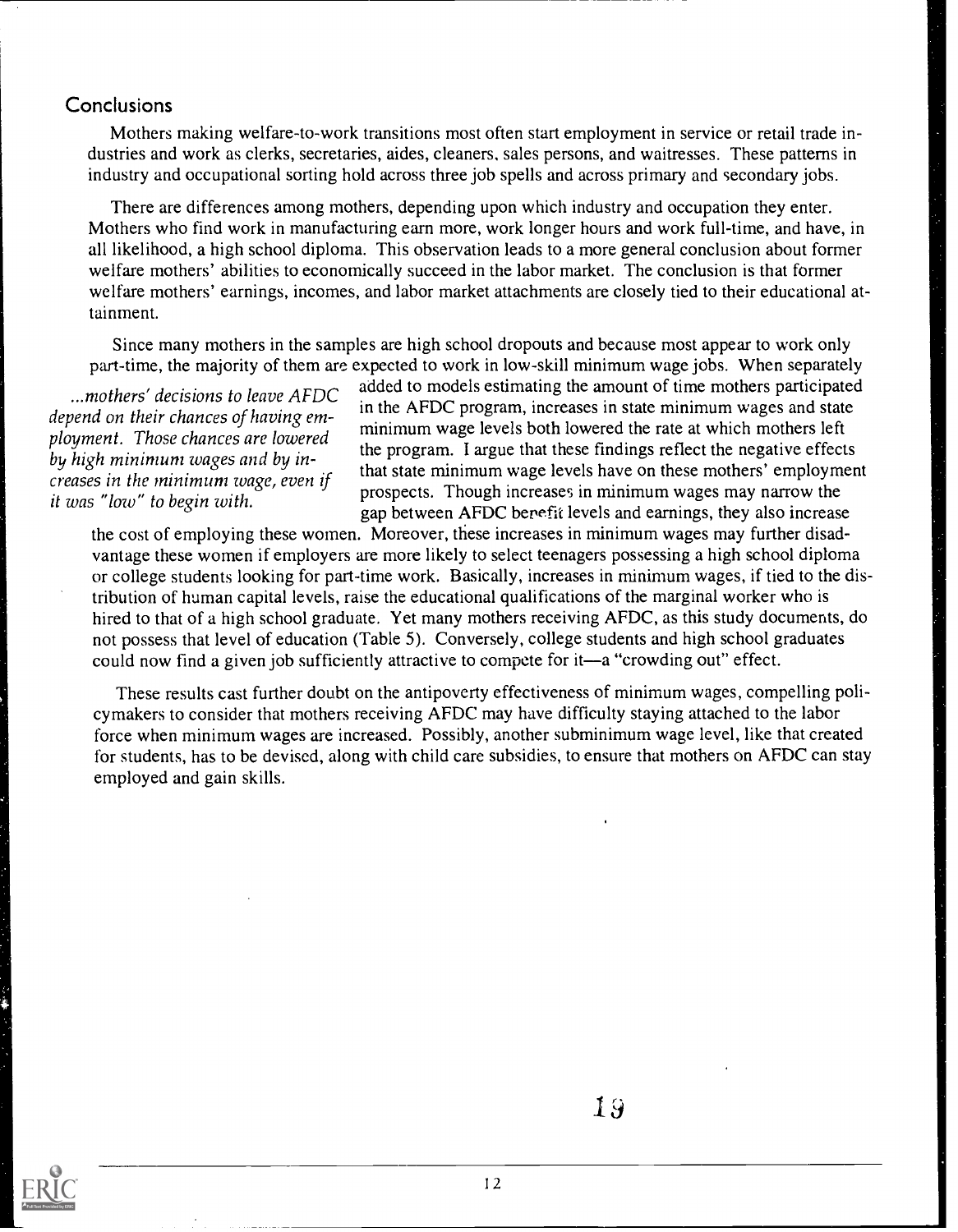## Conclusions

Mothers making welfare-to-work transitions most often start employment in service or retail trade industries and work as clerks, secretaries, aides, cleaners, sales persons, and waitresses. These patterns in industry and occupational sorting hold across three job spells and across primary and secondary jobs.

There are differences among mothers, depending upon which industry and occupation they enter. Mothers who find work in manufacturing earn more, work longer hours and work full-time, and have, in all likelihood, a high school diploma. This observation leads to a more general conclusion about former welfare mothers' abilities to economically succeed in the labor market. The conclusion is that former welfare mothers' earnings, incomes, and labor market attachments are closely tied to their educational attainment.

*...mothers' decisions to leave AFDC depend on their chances of having employment. Those chances are lowered by high minimum wages and by increases in the minimum wage, even if it was "low" to begin with.*

Since many mothers in the samples are high school dropouts and because most appear to work only part-time, the majority of them are expected to work in low-skill minimum wage jobs. When separately added to models estimating the amount of time mothers participated in the AFDC program, increases in state minimum wages and state minimum wage levels both lowered the rate at which mothers left the program. I argue that these findings reflect the negative effects that state minimum wage levels have on these mothers' employment prospects. Though increases in minimum wages may narrow the gap between AFDC benefit levels and earnings, they also increase the cost of employing these women. Moreover, these increases in minimum wages may further disadvantage these women if employers are more likely to select teenagers possessing a high school diploma or college students looking for part-time work. Basically, increases in minimum wages, if tied to the distribution of human capital levels, raise the educational qualifications of the marginal worker who is hired to that of a high school graduate. Yet many mothers receiving AFDC, as this study documents, do not possess that level of education (Table 5). Conversely, college students and high school graduates could now find a given job sufficiently attractive to compete for it—a "crowding out" effect.

These results cast further doubt on the antipoverty effectiveness of minimum wages, compelling policymakers to consider that mothers receiving AFDC may have difficulty staying attached to the labor force when minimum wages are increased. Possibly, another subminimum wage level, like that created for students, has to be devised, along with child care subsidies, to ensure that mothers on AFDC can stay employed and gain skills.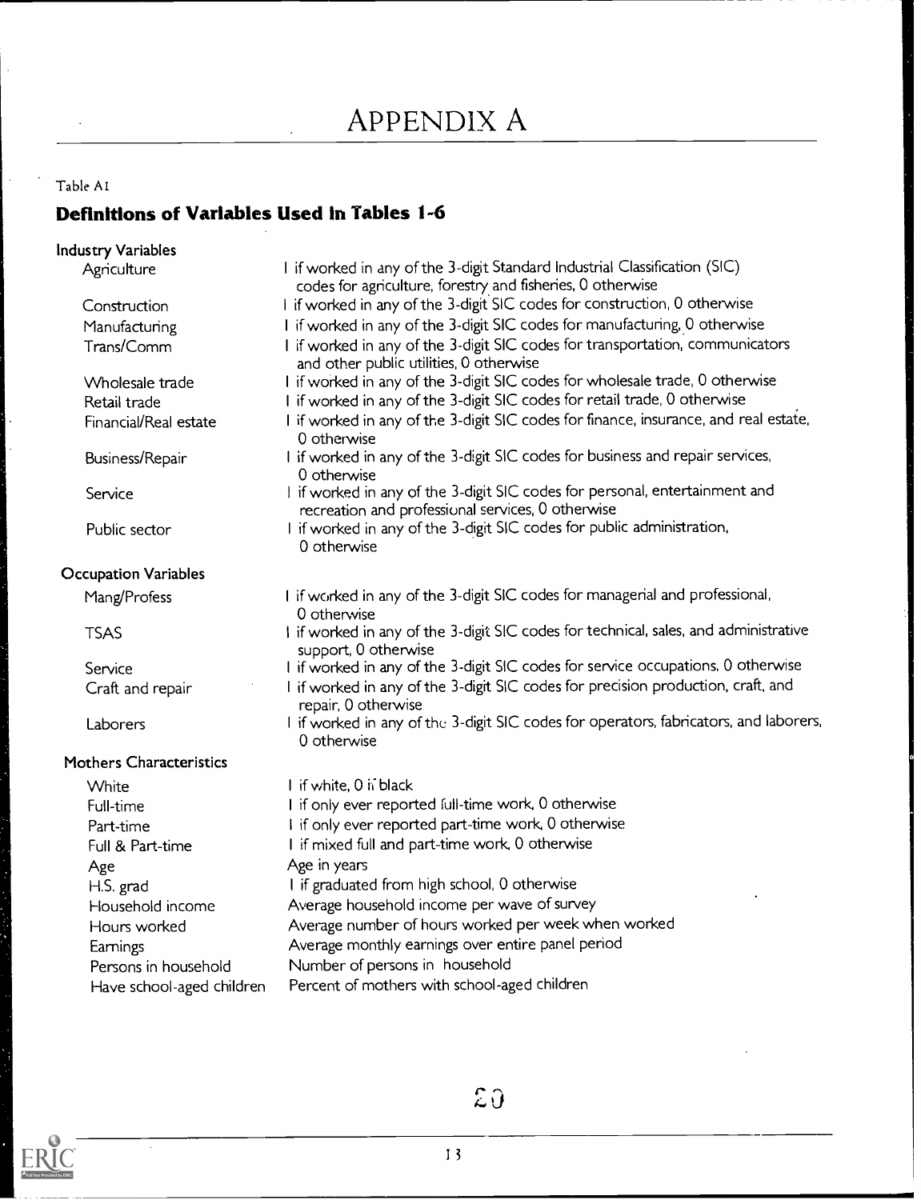# APPENDIX A

Table A1

## Definitions of Variables Used in Tables 1-6

| Variable | Definition |
| --- | --- |
| **Industry Variables** | |
| Agriculture | 1 if worked in any of the 3-digit Standard Industrial Classification (SIC) codes for agriculture, forestry and fisheries, 0 otherwise |
| Construction | 1 if worked in any of the 3-digit SIC codes for construction, 0 otherwise |
| Manufacturing | 1 if worked in any of the 3-digit SIC codes for manufacturing, 0 otherwise |
| Trans/Comm | 1 if worked in any of the 3-digit SIC codes for transportation, communicators and other public utilities, 0 otherwise |
| Wholesale trade | 1 if worked in any of the 3-digit SIC codes for wholesale trade, 0 otherwise |
| Retail trade | 1 if worked in any of the 3-digit SIC codes for retail trade, 0 otherwise |
| Financial/Real estate | 1 if worked in any of the 3-digit SIC codes for finance, insurance, and real estate, 0 otherwise |
| Business/Repair | 1 if worked in any of the 3-digit SIC codes for business and repair services, 0 otherwise |
| Service | 1 if worked in any of the 3-digit SIC codes for personal, entertainment and recreation and professional services, 0 otherwise |
| Public sector | 1 if worked in any of the 3-digit SIC codes for public administration, 0 otherwise |
| **Occupation Variables** | |
| Mang/Profess | 1 if worked in any of the 3-digit SIC codes for managerial and professional, 0 otherwise |
| TSAS | 1 if worked in any of the 3-digit SIC codes for technical, sales, and administrative support, 0 otherwise |
| Service | 1 if worked in any of the 3-digit SIC codes for service occupations, 0 otherwise |
| Craft and repair | 1 if worked in any of the 3-digit SIC codes for precision production, craft, and repair, 0 otherwise |
| Laborers | 1 if worked in any of the 3-digit SIC codes for operators, fabricators, and laborers, 0 otherwise |
| **Mothers Characteristics** | |
| White | 1 if white, 0 if black |
| Full-time | 1 if only ever reported full-time work, 0 otherwise |
| Part-time | 1 if only ever reported part-time work, 0 otherwise |
| Full & Part-time | 1 if mixed full and part-time work, 0 otherwise |
| Age | Age in years |
| H.S. grad | 1 if graduated from high school, 0 otherwise |
| Household income | Average household income per wave of survey |
| Hours worked | Average number of hours worked per week when worked |
| Earnings | Average monthly earnings over entire panel period |
| Persons in household | Number of persons in household |
| Have school-aged children | Percent of mothers with school-aged children |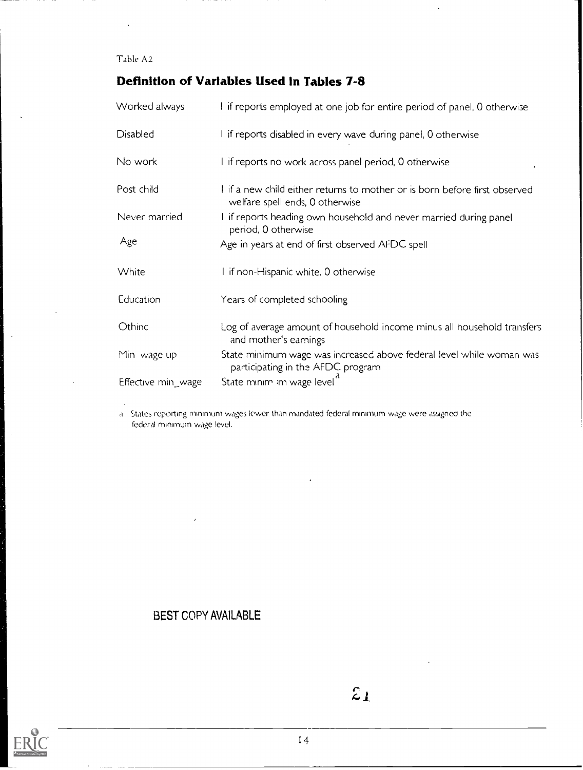Table A2

## Definition of Variables Used in Tables 7-8

| | |
|---|---|
| Worked always | 1 if reports employed at one job for entire period of panel, 0 otherwise |
| Disabled | 1 if reports disabled in every wave during panel, 0 otherwise |
| No work | 1 if reports no work across panel period, 0 otherwise |
| Post child | 1 if a new child either returns to mother or is born before first observed welfare spell ends, 0 otherwise |
| Never married | 1 if reports heading own household and never married during panel period, 0 otherwise |
| Age | Age in years at end of first observed AFDC spell |
| White | 1 if non-Hispanic white, 0 otherwise |
| Education | Years of completed schooling |
| Othinc | Log of average amount of household income minus all household transfers and mother's earnings |
| Min wage up | State minimum wage was increased above federal level while woman was participating in the AFDC program |
| Effective min_wage | State minimum wage level[a] |

[a] States reporting minimum wages lower than mandated federal minimum wage were assigned the federal minimum wage level.

BEST COPY AVAILABLE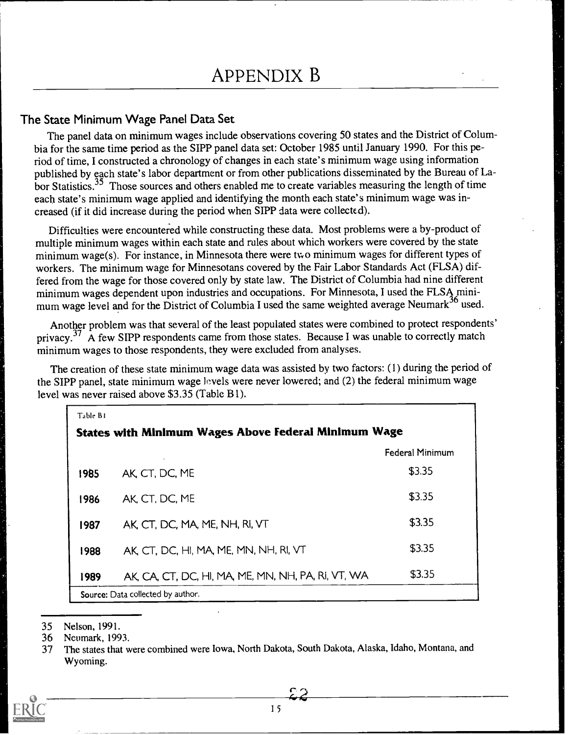# APPENDIX B

## The State Minimum Wage Panel Data Set

The panel data on minimum wages include observations covering 50 states and the District of Columbia for the same time period as the SIPP panel data set: October 1985 until January 1990. For this period of time, I constructed a chronology of changes in each state's minimum wage using information published by each state's labor department or from other publications disseminated by the Bureau of Labor Statistics.[35] Those sources and others enabled me to create variables measuring the length of time each state's minimum wage applied and identifying the month each state's minimum wage was increased (if it did increase during the period when SIPP data were collected).

Difficulties were encountered while constructing these data. Most problems were a by-product of multiple minimum wages within each state and rules about which workers were covered by the state minimum wage(s). For instance, in Minnesota there were two minimum wages for different types of workers. The minimum wage for Minnesotans covered by the Fair Labor Standards Act (FLSA) differed from the wage for those covered only by state law. The District of Columbia had nine different minimum wages dependent upon industries and occupations. For Minnesota, I used the FLSA minimum wage level and for the District of Columbia I used the same weighted average Neumark[36] used.

Another problem was that several of the least populated states were combined to protect respondents' privacy.[37] A few SIPP respondents came from those states. Because I was unable to correctly match minimum wages to those respondents, they were excluded from analyses.

The creation of these state minimum wage data was assisted by two factors: (1) during the period of the SIPP panel, state minimum wage levels were never lowered; and (2) the federal minimum wage level was never raised above $3.35 (Table B1).

Table B1

**States with Minimum Wages Above Federal Minimum Wage**

| | | Federal Minimum |
|---|---|---|
| **1985** | AK, CT, DC, ME | $3.35 |
| **1986** | AK, CT, DC, ME | $3.35 |
| **1987** | AK, CT, DC, MA, ME, NH, RI, VT | $3.35 |
| **1988** | AK, CT, DC, HI, MA, ME, MN, NH, RI, VT | $3.35 |
| **1989** | AK, CA, CT, DC, HI, MA, ME, MN, NH, PA, RI, VT, WA | $3.35 |

Source: Data collected by author.

---

35 Nelson, 1991.

36 Neumark, 1993.

37 The states that were combined were Iowa, North Dakota, South Dakota, Alaska, Idaho, Montana, and Wyoming.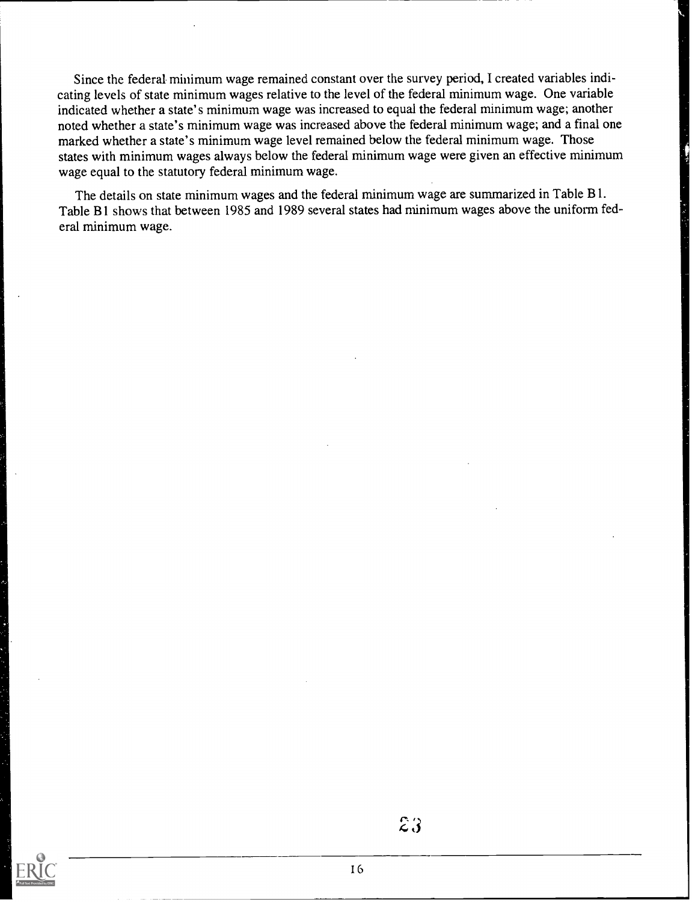Since the federal minimum wage remained constant over the survey period, I created variables indicating levels of state minimum wages relative to the level of the federal minimum wage. One variable indicated whether a state's minimum wage was increased to equal the federal minimum wage; another noted whether a state's minimum wage was increased above the federal minimum wage; and a final one marked whether a state's minimum wage level remained below the federal minimum wage. Those states with minimum wages always below the federal minimum wage were given an effective minimum wage equal to the statutory federal minimum wage.

The details on state minimum wages and the federal minimum wage are summarized in Table B1. Table B1 shows that between 1985 and 1989 several states had minimum wages above the uniform federal minimum wage.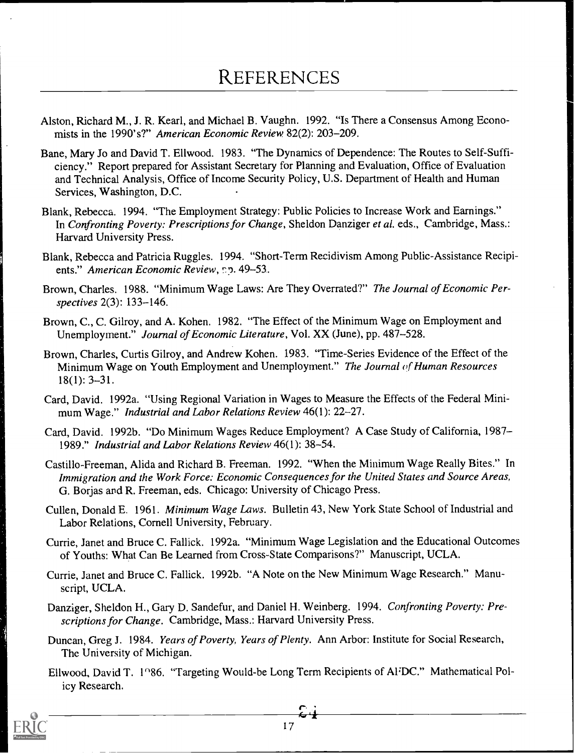# REFERENCES

Alston, Richard M., J. R. Kearl, and Michael B. Vaughn. 1992. "Is There a Consensus Among Economists in the 1990's?" *American Economic Review* 82(2): 203–209.

Bane, Mary Jo and David T. Ellwood. 1983. "The Dynamics of Dependence: The Routes to Self-Sufficiency." Report prepared for Assistant Secretary for Planning and Evaluation, Office of Evaluation and Technical Analysis, Office of Income Security Policy, U.S. Department of Health and Human Services, Washington, D.C.

Blank, Rebecca. 1994. "The Employment Strategy: Public Policies to Increase Work and Earnings." In *Confronting Poverty: Prescriptions for Change*, Sheldon Danziger *et al.* eds., Cambridge, Mass.: Harvard University Press.

Blank, Rebecca and Patricia Ruggles. 1994. "Short-Term Recidivism Among Public-Assistance Recipients." *American Economic Review*, pp. 49–53.

Brown, Charles. 1988. "Minimum Wage Laws: Are They Overrated?" *The Journal of Economic Perspectives* 2(3): 133–146.

Brown, C., C. Gilroy, and A. Kohen. 1982. "The Effect of the Minimum Wage on Employment and Unemployment." *Journal of Economic Literature*, Vol. XX (June), pp. 487–528.

Brown, Charles, Curtis Gilroy, and Andrew Kohen. 1983. "Time-Series Evidence of the Effect of the Minimum Wage on Youth Employment and Unemployment." *The Journal of Human Resources* 18(1): 3–31.

Card, David. 1992a. "Using Regional Variation in Wages to Measure the Effects of the Federal Minimum Wage." *Industrial and Labor Relations Review* 46(1): 22–27.

Card, David. 1992b. "Do Minimum Wages Reduce Employment? A Case Study of California, 1987–1989." *Industrial and Labor Relations Review* 46(1): 38–54.

Castillo-Freeman, Alida and Richard B. Freeman. 1992. "When the Minimum Wage Really Bites." In *Immigration and the Work Force: Economic Consequences for the United States and Source Areas*, G. Borjas and R. Freeman, eds. Chicago: University of Chicago Press.

Cullen, Donald E. 1961. *Minimum Wage Laws*. Bulletin 43, New York State School of Industrial and Labor Relations, Cornell University, February.

Currie, Janet and Bruce C. Fallick. 1992a. "Minimum Wage Legislation and the Educational Outcomes of Youths: What Can Be Learned from Cross-State Comparisons?" Manuscript, UCLA.

Currie, Janet and Bruce C. Fallick. 1992b. "A Note on the New Minimum Wage Research." Manuscript, UCLA.

Danziger, Sheldon H., Gary D. Sandefur, and Daniel H. Weinberg. 1994. *Confronting Poverty: Prescriptions for Change*. Cambridge, Mass.: Harvard University Press.

Duncan, Greg J. 1984. *Years of Poverty, Years of Plenty*. Ann Arbor: Institute for Social Research, The University of Michigan.

Ellwood, David T. 1986. "Targeting Would-be Long Term Recipients of AFDC." Mathematical Policy Research.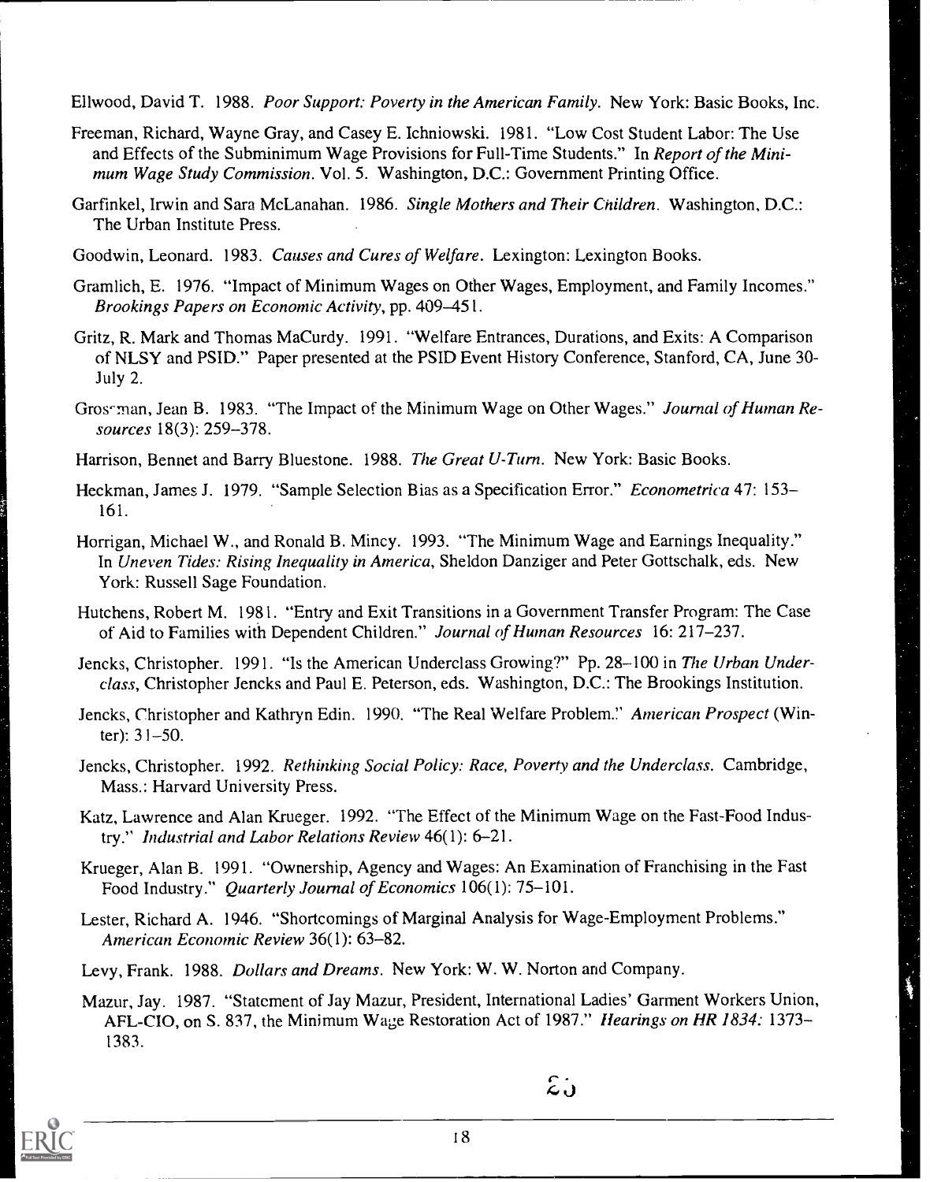Ellwood, David T. 1988. *Poor Support: Poverty in the American Family.* New York: Basic Books, Inc.

Freeman, Richard, Wayne Gray, and Casey E. Ichniowski. 1981. "Low Cost Student Labor: The Use and Effects of the Subminimum Wage Provisions for Full-Time Students." In *Report of the Minimum Wage Study Commission.* Vol. 5. Washington, D.C.: Government Printing Office.

Garfinkel, Irwin and Sara McLanahan. 1986. *Single Mothers and Their Children.* Washington, D.C.: The Urban Institute Press.

Goodwin, Leonard. 1983. *Causes and Cures of Welfare.* Lexington: Lexington Books.

Gramlich, E. 1976. "Impact of Minimum Wages on Other Wages, Employment, and Family Incomes." *Brookings Papers on Economic Activity,* pp. 409–451.

Gritz, R. Mark and Thomas MaCurdy. 1991. "Welfare Entrances, Durations, and Exits: A Comparison of NLSY and PSID." Paper presented at the PSID Event History Conference, Stanford, CA, June 30-July 2.

Grossman, Jean B. 1983. "The Impact of the Minimum Wage on Other Wages." *Journal of Human Resources* 18(3): 259–378.

Harrison, Bennet and Barry Bluestone. 1988. *The Great U-Turn.* New York: Basic Books.

Heckman, James J. 1979. "Sample Selection Bias as a Specification Error." *Econometrica* 47: 153–161.

Horrigan, Michael W., and Ronald B. Mincy. 1993. "The Minimum Wage and Earnings Inequality." In *Uneven Tides: Rising Inequality in America,* Sheldon Danziger and Peter Gottschalk, eds. New York: Russell Sage Foundation.

Hutchens, Robert M. 1981. "Entry and Exit Transitions in a Government Transfer Program: The Case of Aid to Families with Dependent Children." *Journal of Human Resources* 16: 217–237.

Jencks, Christopher. 1991. "Is the American Underclass Growing?" Pp. 28–100 in *The Urban Underclass,* Christopher Jencks and Paul E. Peterson, eds. Washington, D.C.: The Brookings Institution.

Jencks, Christopher and Kathryn Edin. 1990. "The Real Welfare Problem." *American Prospect* (Winter): 31–50.

Jencks, Christopher. 1992. *Rethinking Social Policy: Race, Poverty and the Underclass.* Cambridge, Mass.: Harvard University Press.

Katz, Lawrence and Alan Krueger. 1992. "The Effect of the Minimum Wage on the Fast-Food Industry." *Industrial and Labor Relations Review* 46(1): 6–21.

Krueger, Alan B. 1991. "Ownership, Agency and Wages: An Examination of Franchising in the Fast Food Industry." *Quarterly Journal of Economics* 106(1): 75–101.

Lester, Richard A. 1946. "Shortcomings of Marginal Analysis for Wage-Employment Problems." *American Economic Review* 36(1): 63–82.

Levy, Frank. 1988. *Dollars and Dreams.* New York: W. W. Norton and Company.

Mazur, Jay. 1987. "Statement of Jay Mazur, President, International Ladies' Garment Workers Union, AFL-CIO, on S. 837, the Minimum Wage Restoration Act of 1987." *Hearings on HR 1834:* 1373–1383.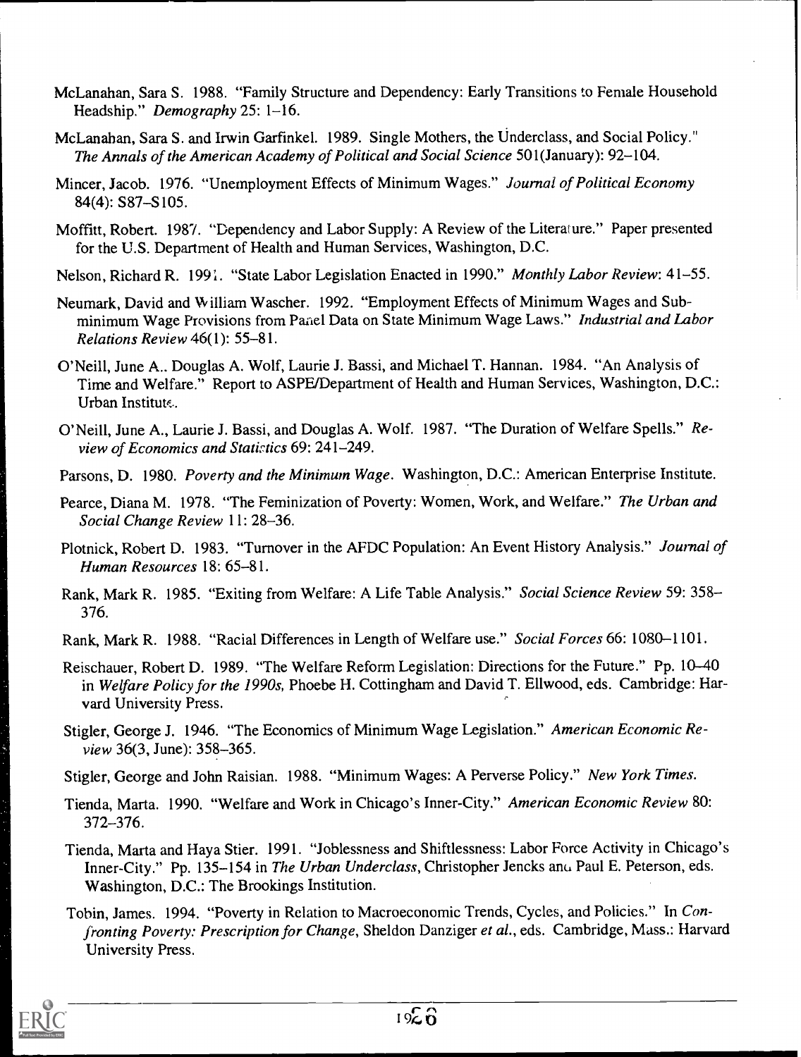McLanahan, Sara S. 1988. "Family Structure and Dependency: Early Transitions to Female Household Headship." *Demography* 25: 1–16.

McLanahan, Sara S. and Irwin Garfinkel. 1989. Single Mothers, the Underclass, and Social Policy." *The Annals of the American Academy of Political and Social Science* 501(January): 92–104.

Mincer, Jacob. 1976. "Unemployment Effects of Minimum Wages." *Journal of Political Economy* 84(4): S87–S105.

Moffitt, Robert. 1987. "Dependency and Labor Supply: A Review of the Literature." Paper presented for the U.S. Department of Health and Human Services, Washington, D.C.

Nelson, Richard R. 1991. "State Labor Legislation Enacted in 1990." *Monthly Labor Review*: 41–55.

Neumark, David and William Wascher. 1992. "Employment Effects of Minimum Wages and Subminimum Wage Provisions from Panel Data on State Minimum Wage Laws." *Industrial and Labor Relations Review* 46(1): 55–81.

O'Neill, June A., Douglas A. Wolf, Laurie J. Bassi, and Michael T. Hannan. 1984. "An Analysis of Time and Welfare." Report to ASPE/Department of Health and Human Services, Washington, D.C.: Urban Institute.

O'Neill, June A., Laurie J. Bassi, and Douglas A. Wolf. 1987. "The Duration of Welfare Spells." *Review of Economics and Statistics* 69: 241–249.

Parsons, D. 1980. *Poverty and the Minimum Wage*. Washington, D.C.: American Enterprise Institute.

Pearce, Diana M. 1978. "The Feminization of Poverty: Women, Work, and Welfare." *The Urban and Social Change Review* 11: 28–36.

Plotnick, Robert D. 1983. "Turnover in the AFDC Population: An Event History Analysis." *Journal of Human Resources* 18: 65–81.

Rank, Mark R. 1985. "Exiting from Welfare: A Life Table Analysis." *Social Science Review* 59: 358–376.

Rank, Mark R. 1988. "Racial Differences in Length of Welfare use." *Social Forces* 66: 1080–1101.

Reischauer, Robert D. 1989. "The Welfare Reform Legislation: Directions for the Future." Pp. 10–40 in *Welfare Policy for the 1990s*, Phoebe H. Cottingham and David T. Ellwood, eds. Cambridge: Harvard University Press.

Stigler, George J. 1946. "The Economics of Minimum Wage Legislation." *American Economic Review* 36(3, June): 358–365.

Stigler, George and John Raisian. 1988. "Minimum Wages: A Perverse Policy." *New York Times*.

Tienda, Marta. 1990. "Welfare and Work in Chicago's Inner-City." *American Economic Review* 80: 372–376.

Tienda, Marta and Haya Stier. 1991. "Joblessness and Shiftlessness: Labor Force Activity in Chicago's Inner-City." Pp. 135–154 in *The Urban Underclass*, Christopher Jencks and Paul E. Peterson, eds. Washington, D.C.: The Brookings Institution.

Tobin, James. 1994. "Poverty in Relation to Macroeconomic Trends, Cycles, and Policies." In *Confronting Poverty: Prescription for Change*, Sheldon Danziger *et al.*, eds. Cambridge, Mass.: Harvard University Press.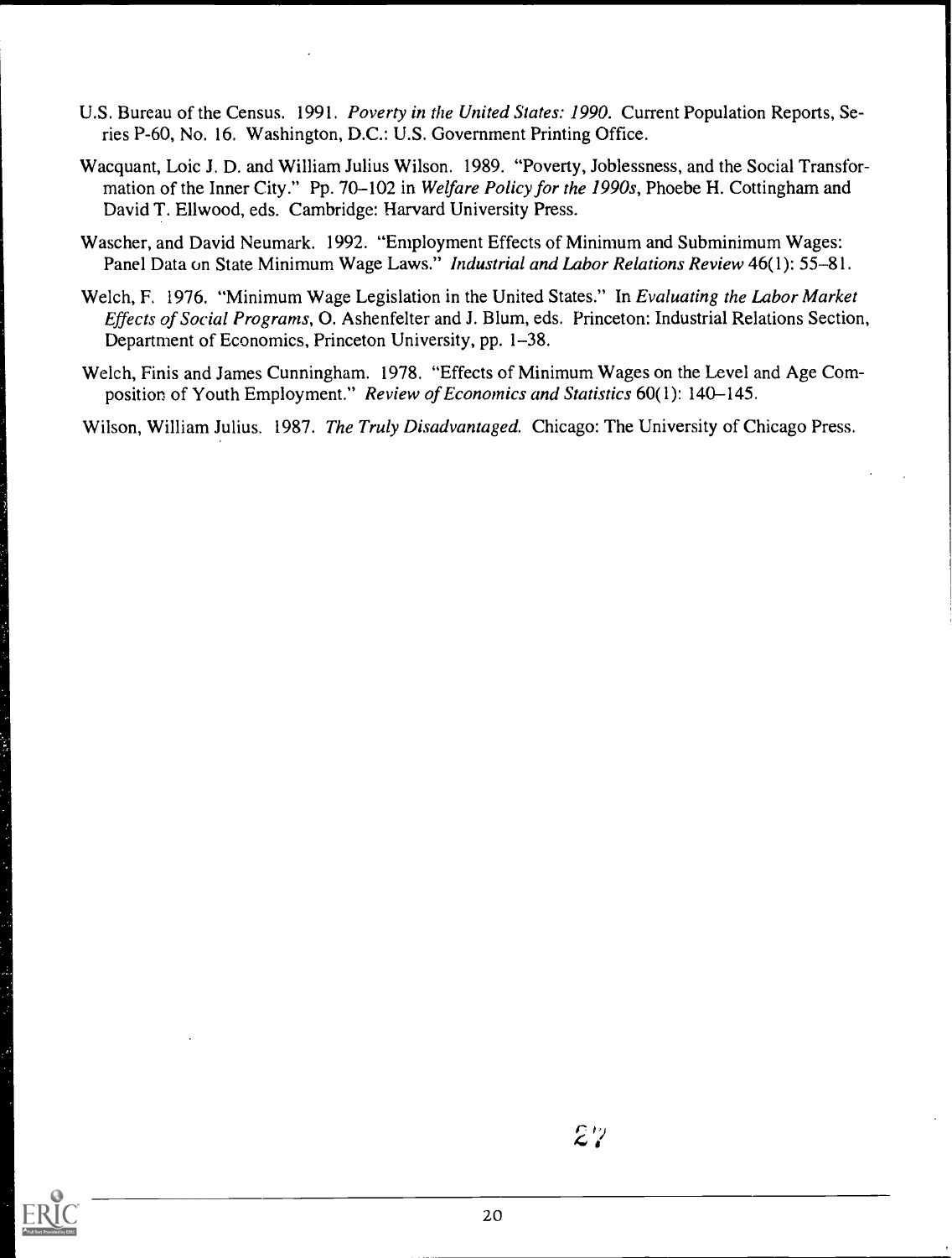U.S. Bureau of the Census. 1991. *Poverty in the United States: 1990.* Current Population Reports, Series P-60, No. 16. Washington, D.C.: U.S. Government Printing Office.

Wacquant, Loic J. D. and William Julius Wilson. 1989. "Poverty, Joblessness, and the Social Transformation of the Inner City." Pp. 70–102 in *Welfare Policy for the 1990s*, Phoebe H. Cottingham and David T. Ellwood, eds. Cambridge: Harvard University Press.

Wascher, and David Neumark. 1992. "Employment Effects of Minimum and Subminimum Wages: Panel Data on State Minimum Wage Laws." *Industrial and Labor Relations Review* 46(1): 55–81.

Welch, F. 1976. "Minimum Wage Legislation in the United States." In *Evaluating the Labor Market Effects of Social Programs*, O. Ashenfelter and J. Blum, eds. Princeton: Industrial Relations Section, Department of Economics, Princeton University, pp. 1–38.

Welch, Finis and James Cunningham. 1978. "Effects of Minimum Wages on the Level and Age Composition of Youth Employment." *Review of Economics and Statistics* 60(1): 140–145.

Wilson, William Julius. 1987. *The Truly Disadvantaged.* Chicago: The University of Chicago Press.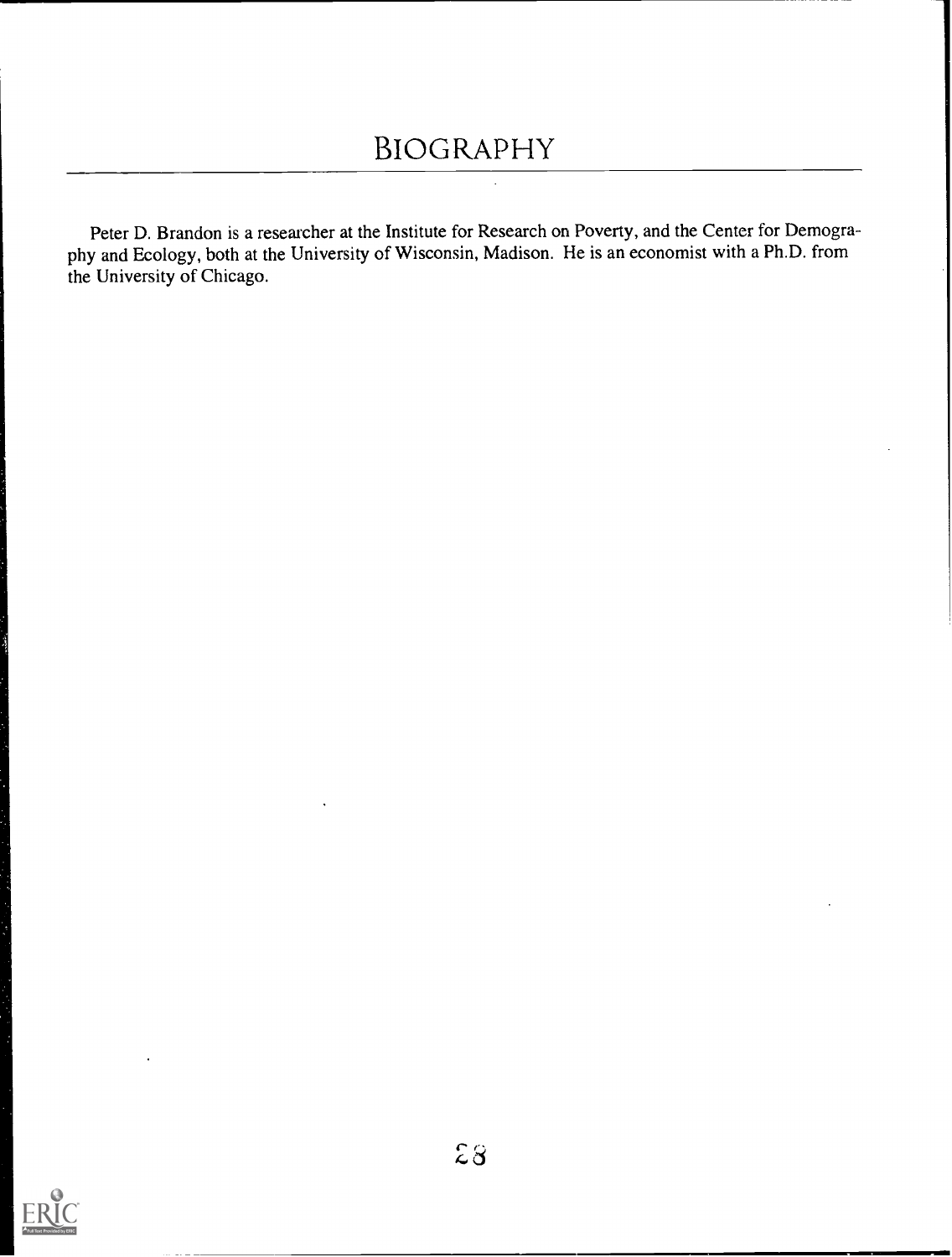# BIOGRAPHY

Peter D. Brandon is a researcher at the Institute for Research on Poverty, and the Center for Demography and Ecology, both at the University of Wisconsin, Madison. He is an economist with a Ph.D. from the University of Chicago.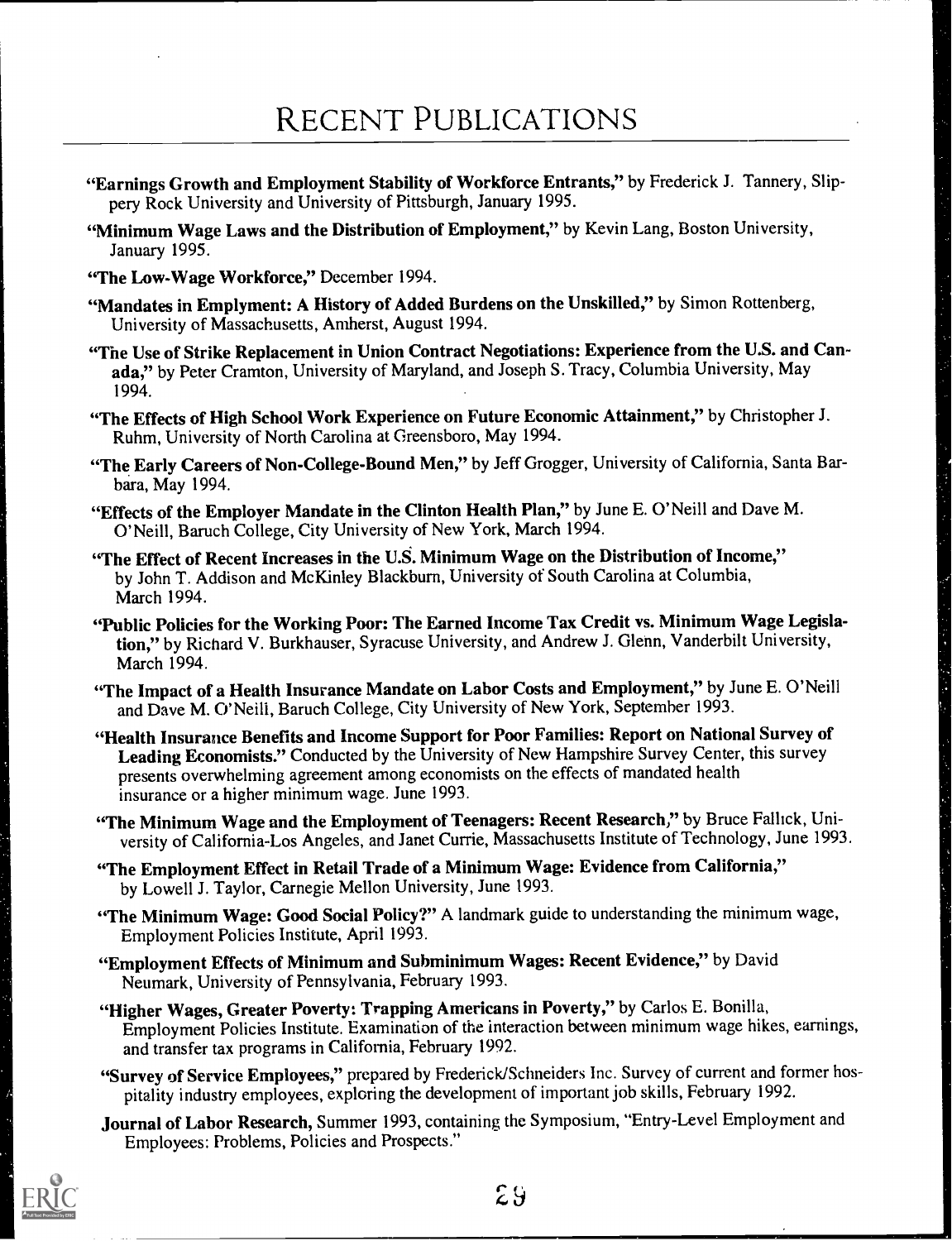# RECENT PUBLICATIONS

**"Earnings Growth and Employment Stability of Workforce Entrants,"** by Frederick J. Tannery, Slippery Rock University and University of Pittsburgh, January 1995.

**"Minimum Wage Laws and the Distribution of Employment,"** by Kevin Lang, Boston University, January 1995.

**"The Low-Wage Workforce,"** December 1994.

**"Mandates in Emplyment: A History of Added Burdens on the Unskilled,"** by Simon Rottenberg, University of Massachusetts, Amherst, August 1994.

**"The Use of Strike Replacement in Union Contract Negotiations: Experience from the U.S. and Canada,"** by Peter Cramton, University of Maryland, and Joseph S. Tracy, Columbia University, May 1994.

**"The Effects of High School Work Experience on Future Economic Attainment,"** by Christopher J. Ruhm, University of North Carolina at Greensboro, May 1994.

**"The Early Careers of Non-College-Bound Men,"** by Jeff Grogger, University of California, Santa Barbara, May 1994.

**"Effects of the Employer Mandate in the Clinton Health Plan,"** by June E. O'Neill and Dave M. O'Neill, Baruch College, City University of New York, March 1994.

**"The Effect of Recent Increases in the U.S. Minimum Wage on the Distribution of Income,"** by John T. Addison and McKinley Blackburn, University of South Carolina at Columbia, March 1994.

**"Public Policies for the Working Poor: The Earned Income Tax Credit vs. Minimum Wage Legislation,"** by Richard V. Burkhauser, Syracuse University, and Andrew J. Glenn, Vanderbilt University, March 1994.

**"The Impact of a Health Insurance Mandate on Labor Costs and Employment,"** by June E. O'Neill and Dave M. O'Neill, Baruch College, City University of New York, September 1993.

**"Health Insurance Benefits and Income Support for Poor Families: Report on National Survey of Leading Economists."** Conducted by the University of New Hampshire Survey Center, this survey presents overwhelming agreement among economists on the effects of mandated health insurance or a higher minimum wage. June 1993.

**"The Minimum Wage and the Employment of Teenagers: Recent Research,"** by Bruce Fallick, University of California-Los Angeles, and Janet Currie, Massachusetts Institute of Technology, June 1993.

**"The Employment Effect in Retail Trade of a Minimum Wage: Evidence from California,"** by Lowell J. Taylor, Carnegie Mellon University, June 1993.

**"The Minimum Wage: Good Social Policy?"** A landmark guide to understanding the minimum wage, Employment Policies Institute, April 1993.

**"Employment Effects of Minimum and Subminimum Wages: Recent Evidence,"** by David Neumark, University of Pennsylvania, February 1993.

**"Higher Wages, Greater Poverty: Trapping Americans in Poverty,"** by Carlos E. Bonilla, Employment Policies Institute. Examination of the interaction between minimum wage hikes, earnings, and transfer tax programs in California, February 1992.

**"Survey of Service Employees,"** prepared by Frederick/Schneiders Inc. Survey of current and former hospitality industry employees, exploring the development of important job skills, February 1992.

**Journal of Labor Research,** Summer 1993, containing the Symposium, "Entry-Level Employment and Employees: Problems, Policies and Prospects."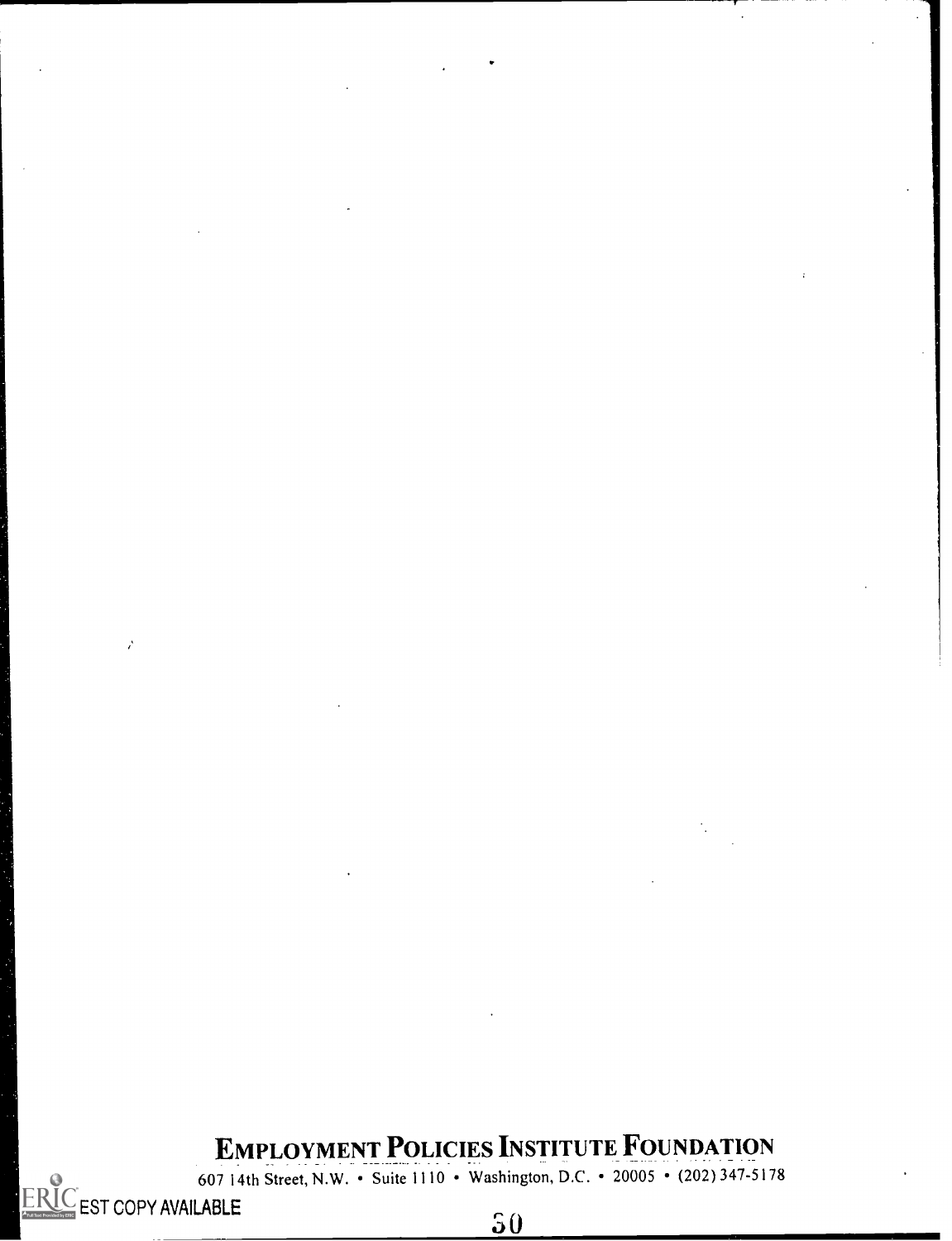**EMPLOYMENT POLICIES INSTITUTE FOUNDATION**

607 14th Street, N.W. • Suite 1110 • Washington, D.C. • 20005 • (202) 347-5178

BEST COPY AVAILABLE